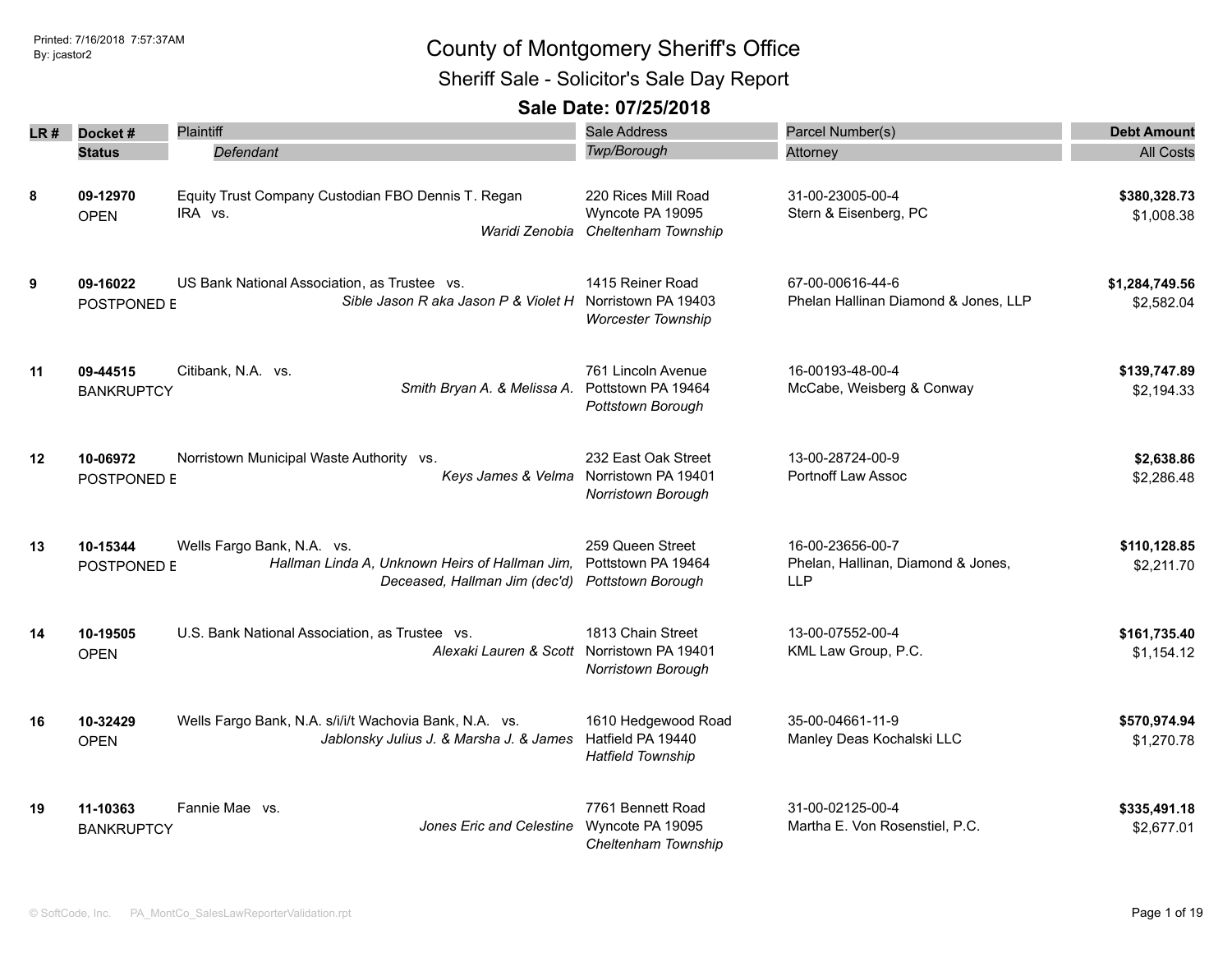# County of Montgomery Sheriff's Office

## Sheriff Sale - Solicitor's Sale Day Report

### Sale Date: 07/25/2018

| LR # | Docket # / Status | Plaintiff / Defendant | Sale Address / Twp/Borough | Parcel Number(s) / Attorney | Debt Amount / All Costs |
|---|---|---|---|---|---|
| 8 | **09-12970** OPEN | Equity Trust Company Custodian FBO Dennis T. Regan IRA vs. *Waridi Zenobia* | 220 Rices Mill Road Wyncote PA 19095 *Cheltenham Township* | 31-00-23005-00-4 Stern & Eisenberg, PC | **$380,328.73** $1,008.38 |
| 9 | **09-16022** POSTPONED E | US Bank National Association, as Trustee vs. *Sible Jason R aka Jason P & Violet H* | 1415 Reiner Road Norristown PA 19403 *Worcester Township* | 67-00-00616-44-6 Phelan Hallinan Diamond & Jones, LLP | **$1,284,749.56** $2,582.04 |
| 11 | **09-44515** BANKRUPTCY | Citibank, N.A. vs. *Smith Bryan A. & Melissa A.* | 761 Lincoln Avenue Pottstown PA 19464 *Pottstown Borough* | 16-00193-48-00-4 McCabe, Weisberg & Conway | **$139,747.89** $2,194.33 |
| 12 | **10-06972** POSTPONED E | Norristown Municipal Waste Authority vs. *Keys James & Velma* | 232 East Oak Street Norristown PA 19401 *Norristown Borough* | 13-00-28724-00-9 Portnoff Law Assoc | **$2,638.86** $2,286.48 |
| 13 | **10-15344** POSTPONED E | Wells Fargo Bank, N.A. vs. *Hallman Linda A, Unknown Heirs of Hallman Jim, Deceased, Hallman Jim (dec'd)* | 259 Queen Street Pottstown PA 19464 *Pottstown Borough* | 16-00-23656-00-7 Phelan, Hallinan, Diamond & Jones, LLP | **$110,128.85** $2,211.70 |
| 14 | **10-19505** OPEN | U.S. Bank National Association, as Trustee vs. *Alexaki Lauren & Scott* | 1813 Chain Street Norristown PA 19401 *Norristown Borough* | 13-00-07552-00-4 KML Law Group, P.C. | **$161,735.40** $1,154.12 |
| 16 | **10-32429** OPEN | Wells Fargo Bank, N.A. s/i/i/t Wachovia Bank, N.A. vs. *Jablonsky Julius J. & Marsha J. & James* | 1610 Hedgewood Road Hatfield PA 19440 *Hatfield Township* | 35-00-04661-11-9 Manley Deas Kochalski LLC | **$570,974.94** $1,270.78 |
| 19 | **11-10363** BANKRUPTCY | Fannie Mae vs. *Jones Eric and Celestine* | 7761 Bennett Road Wyncote PA 19095 *Cheltenham Township* | 31-00-02125-00-4 Martha E. Von Rosenstiel, P.C. | **$335,491.18** $2,677.01 |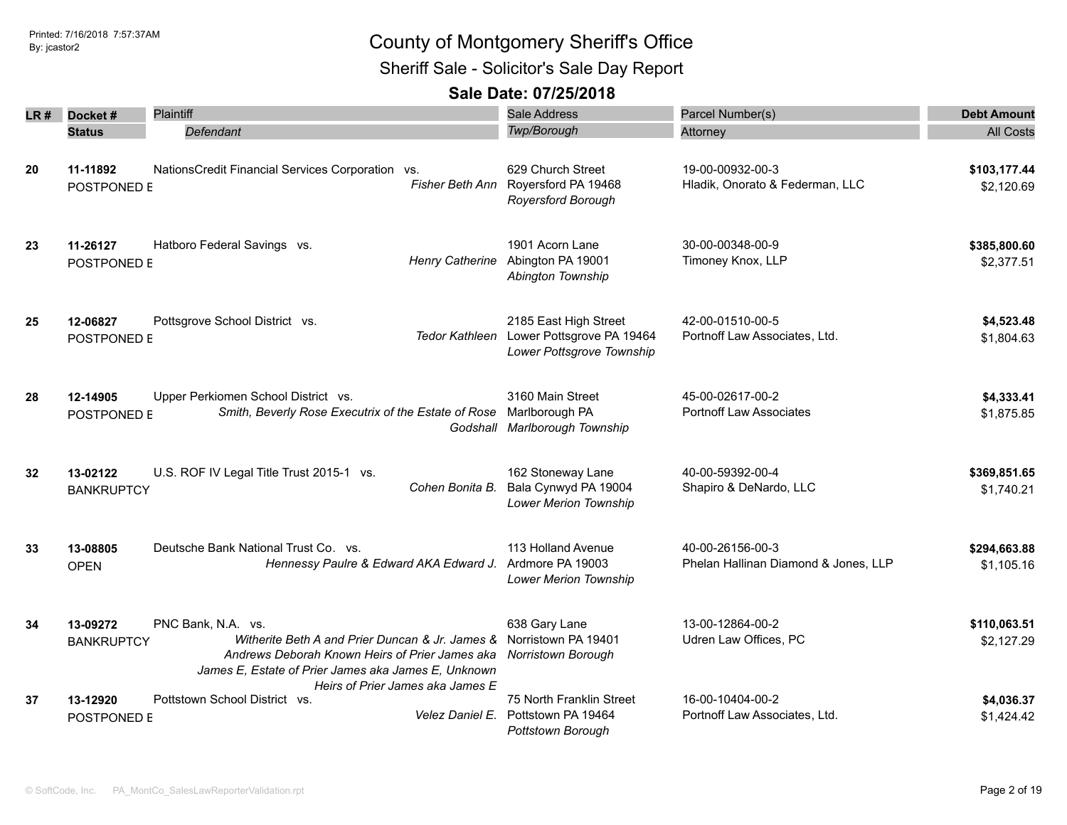# County of Montgomery Sheriff's Office

## Sheriff Sale - Solicitor's Sale Day Report

### Sale Date: 07/25/2018

Printed: 7/16/2018 7:57:37AM
By: jcastor2

| LR # | Docket # / Status | Plaintiff / *Defendant* | Sale Address / *Twp/Borough* | Parcel Number(s) / Attorney | Debt Amount / All Costs |
|---|---|---|---|---|---|
| 20 | **11-11892** POSTPONED E | NationsCredit Financial Services Corporation vs. *Fisher Beth Ann* | 629 Church Street Royersford PA 19468 *Royersford Borough* | 19-00-00932-00-3 Hladik, Onorato & Federman, LLC | **$103,177.44** $2,120.69 |
| 23 | **11-26127** POSTPONED E | Hatboro Federal Savings vs. *Henry Catherine* | 1901 Acorn Lane Abington PA 19001 *Abington Township* | 30-00-00348-00-9 Timoney Knox, LLP | **$385,800.60** $2,377.51 |
| 25 | **12-06827** POSTPONED E | Pottsgrove School District vs. *Tedor Kathleen* | 2185 East High Street Lower Pottsgrove PA 19464 *Lower Pottsgrove Township* | 42-00-01510-00-5 Portnoff Law Associates, Ltd. | **$4,523.48** $1,804.63 |
| 28 | **12-14905** POSTPONED E | Upper Perkiomen School District vs. *Smith, Beverly Rose Executrix of the Estate of Rose Godshall* | 3160 Main Street Marlborough PA *Marlborough Township* | 45-00-02617-00-2 Portnoff Law Associates | **$4,333.41** $1,875.85 |
| 32 | **13-02122** BANKRUPTCY | U.S. ROF IV Legal Title Trust 2015-1 vs. *Cohen Bonita B.* | 162 Stoneway Lane Bala Cynwyd PA 19004 *Lower Merion Township* | 40-00-59392-00-4 Shapiro & DeNardo, LLC | **$369,851.65** $1,740.21 |
| 33 | **13-08805** OPEN | Deutsche Bank National Trust Co. vs. *Hennessy Paulre & Edward AKA Edward J.* | 113 Holland Avenue Ardmore PA 19003 *Lower Merion Township* | 40-00-26156-00-3 Phelan Hallinan Diamond & Jones, LLP | **$294,663.88** $1,105.16 |
| 34 | **13-09272** BANKRUPTCY | PNC Bank, N.A. vs. *Witherite Beth A and Prier Duncan & Jr. James & Andrews Deborah Known Heirs of Prier James aka James E, Estate of Prier James aka James E, Unknown Heirs of Prier James aka James E* | 638 Gary Lane Norristown PA 19401 *Norristown Borough* | 13-00-12864-00-2 Udren Law Offices, PC | **$110,063.51** $2,127.29 |
| 37 | **13-12920** POSTPONED E | Pottstown School District vs. *Velez Daniel E.* | 75 North Franklin Street Pottstown PA 19464 *Pottstown Borough* | 16-00-10404-00-2 Portnoff Law Associates, Ltd. | **$4,036.37** $1,424.42 |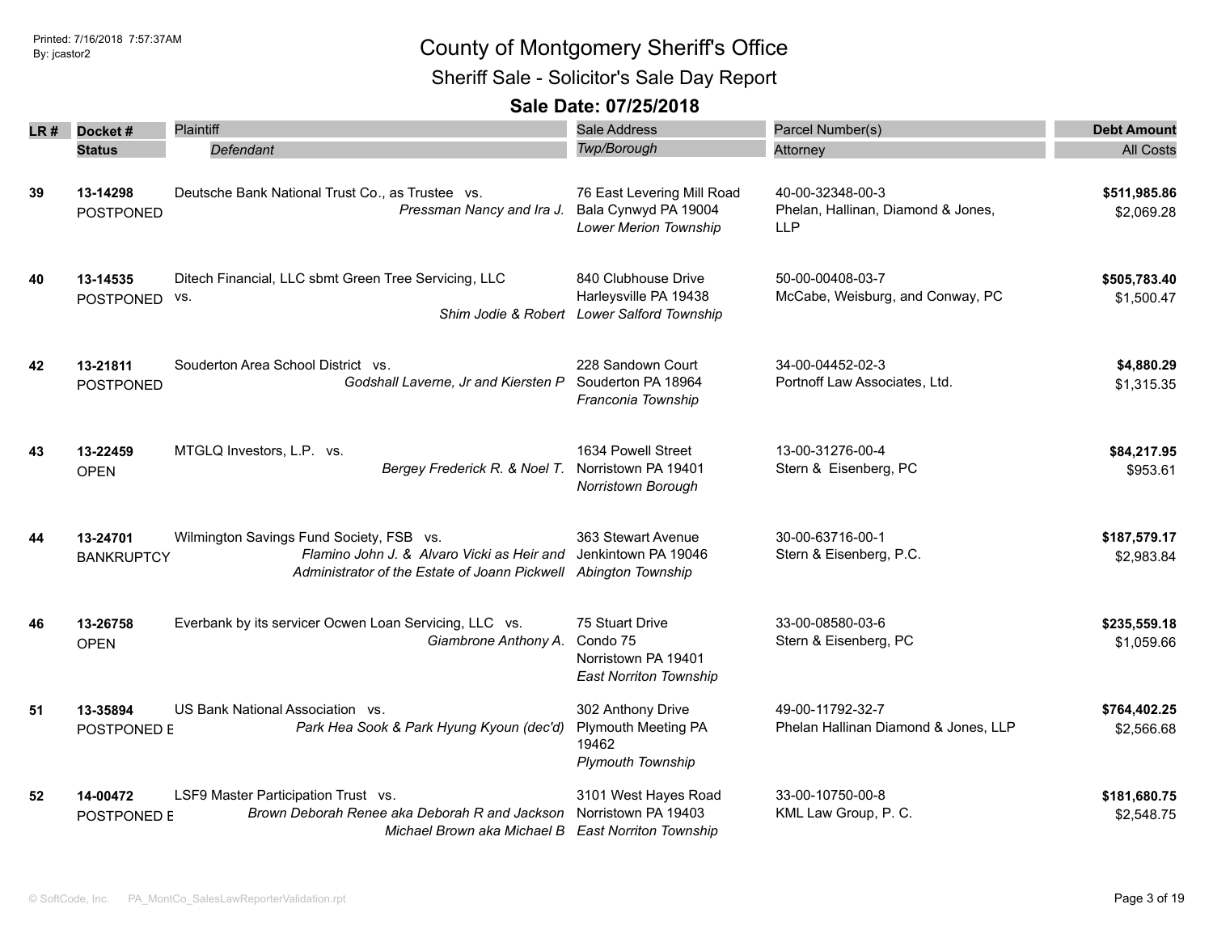# County of Montgomery Sheriff's Office

## Sheriff Sale - Solicitor's Sale Day Report

### Sale Date: 07/25/2018

| LR # | Docket # / Status | Plaintiff / Defendant | Sale Address / Twp/Borough | Parcel Number(s) / Attorney | Debt Amount / All Costs |
|---|---|---|---|---|---|
| 39 | 13-14298<br>POSTPONED | Deutsche Bank National Trust Co., as Trustee vs.<br>*Pressman Nancy and Ira J.* | 76 East Levering Mill Road<br>Bala Cynwyd PA 19004<br>*Lower Merion Township* | 40-00-32348-00-3<br>Phelan, Hallinan, Diamond & Jones, LLP | **$511,985.86**<br>$2,069.28 |
| 40 | 13-14535<br>POSTPONED | Ditech Financial, LLC sbmt Green Tree Servicing, LLC vs.<br>*Shim Jodie & Robert* | 840 Clubhouse Drive<br>Harleysville PA 19438<br>*Lower Salford Township* | 50-00-00408-03-7<br>McCabe, Weisburg, and Conway, PC | **$505,783.40**<br>$1,500.47 |
| 42 | 13-21811<br>POSTPONED | Souderton Area School District vs.<br>*Godshall Laverne, Jr and Kiersten P* | 228 Sandown Court<br>Souderton PA 18964<br>*Franconia Township* | 34-00-04452-02-3<br>Portnoff Law Associates, Ltd. | **$4,880.29**<br>$1,315.35 |
| 43 | 13-22459<br>OPEN | MTGLQ Investors, L.P. vs.<br>*Bergey Frederick R. & Noel T.* | 1634 Powell Street<br>Norristown PA 19401<br>*Norristown Borough* | 13-00-31276-00-4<br>Stern & Eisenberg, PC | **$84,217.95**<br>$953.61 |
| 44 | 13-24701<br>BANKRUPTCY | Wilmington Savings Fund Society, FSB vs.<br>*Flamino John J. & Alvaro Vicki as Heir and Administrator of the Estate of Joann Pickwell* | 363 Stewart Avenue<br>Jenkintown PA 19046<br>*Abington Township* | 30-00-63716-00-1<br>Stern & Eisenberg, P.C. | **$187,579.17**<br>$2,983.84 |
| 46 | 13-26758<br>OPEN | Everbank by its servicer Ocwen Loan Servicing, LLC vs.<br>*Giambrone Anthony A.* | 75 Stuart Drive<br>Condo 75<br>Norristown PA 19401<br>*East Norriton Township* | 33-00-08580-03-6<br>Stern & Eisenberg, PC | **$235,559.18**<br>$1,059.66 |
| 51 | 13-35894<br>POSTPONED E | US Bank National Association vs.<br>*Park Hea Sook & Park Hyung Kyoun (dec'd)* | 302 Anthony Drive<br>Plymouth Meeting PA 19462<br>*Plymouth Township* | 49-00-11792-32-7<br>Phelan Hallinan Diamond & Jones, LLP | **$764,402.25**<br>$2,566.68 |
| 52 | 14-00472<br>POSTPONED E | LSF9 Master Participation Trust vs.<br>*Brown Deborah Renee aka Deborah R and Jackson Michael Brown aka Michael B* | 3101 West Hayes Road<br>Norristown PA 19403<br>*East Norriton Township* | 33-00-10750-00-8<br>KML Law Group, P. C. | **$181,680.75**<br>$2,548.75 |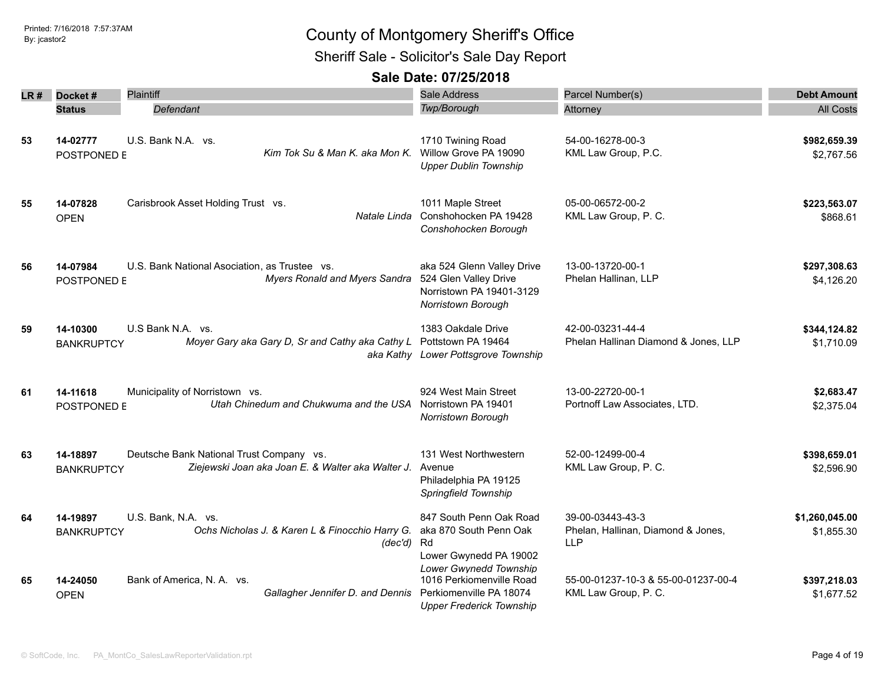# County of Montgomery Sheriff's Office

## Sheriff Sale - Solicitor's Sale Day Report

### Sale Date: 07/25/2018

Printed: 7/16/2018 7:57:37AM
By: jcastor2

| LR # | Docket # / Status | Plaintiff / *Defendant* | Sale Address / *Twp/Borough* | Parcel Number(s) / Attorney | Debt Amount / All Costs |
|---|---|---|---|---|---|
| 53 | 14-02777 POSTPONED E | U.S. Bank N.A. vs. *Kim Tok Su & Man K. aka Mon K.* | 1710 Twining Road Willow Grove PA 19090 *Upper Dublin Township* | 54-00-16278-00-3 KML Law Group, P.C. | **$982,659.39** $2,767.56 |
| 55 | 14-07828 OPEN | Carisbrook Asset Holding Trust vs. *Natale Linda* | 1011 Maple Street Conshohocken PA 19428 *Conshohocken Borough* | 05-00-06572-00-2 KML Law Group, P. C. | **$223,563.07** $868.61 |
| 56 | 14-07984 POSTPONED E | U.S. Bank National Asociation, as Trustee vs. *Myers Ronald and Myers Sandra* | aka 524 Glenn Valley Drive 524 Glen Valley Drive Norristown PA 19401-3129 *Norristown Borough* | 13-00-13720-00-1 Phelan Hallinan, LLP | **$297,308.63** $4,126.20 |
| 59 | 14-10300 BANKRUPTCY | U.S Bank N.A. vs. *Moyer Gary aka Gary D, Sr and Cathy aka Cathy L aka Kathy* | 1383 Oakdale Drive Pottstown PA 19464 *Lower Pottsgrove Township* | 42-00-03231-44-4 Phelan Hallinan Diamond & Jones, LLP | **$344,124.82** $1,710.09 |
| 61 | 14-11618 POSTPONED E | Municipality of Norristown vs. *Utah Chinedum and Chukwuma and the USA* | 924 West Main Street Norristown PA 19401 *Norristown Borough* | 13-00-22720-00-1 Portnoff Law Associates, LTD. | **$2,683.47** $2,375.04 |
| 63 | 14-18897 BANKRUPTCY | Deutsche Bank National Trust Company vs. *Ziejewski Joan aka Joan E. & Walter aka Walter J.* | 131 West Northwestern Avenue Philadelphia PA 19125 *Springfield Township* | 52-00-12499-00-4 KML Law Group, P. C. | **$398,659.01** $2,596.90 |
| 64 | 14-19897 BANKRUPTCY | U.S. Bank, N.A. vs. *Ochs Nicholas J. & Karen L & Finocchio Harry G. (dec'd)* | 847 South Penn Oak Road aka 870 South Penn Oak Rd Lower Gwynedd PA 19002 *Lower Gwynedd Township* | 39-00-03443-43-3 Phelan, Hallinan, Diamond & Jones, LLP | **$1,260,045.00** $1,855.30 |
| 65 | 14-24050 OPEN | Bank of America, N. A. vs. *Gallagher Jennifer D. and Dennis* | 1016 Perkiomenville Road Perkiomenville PA 18074 *Upper Frederick Township* | 55-00-01237-10-3 & 55-00-01237-00-4 KML Law Group, P. C. | **$397,218.03** $1,677.52 |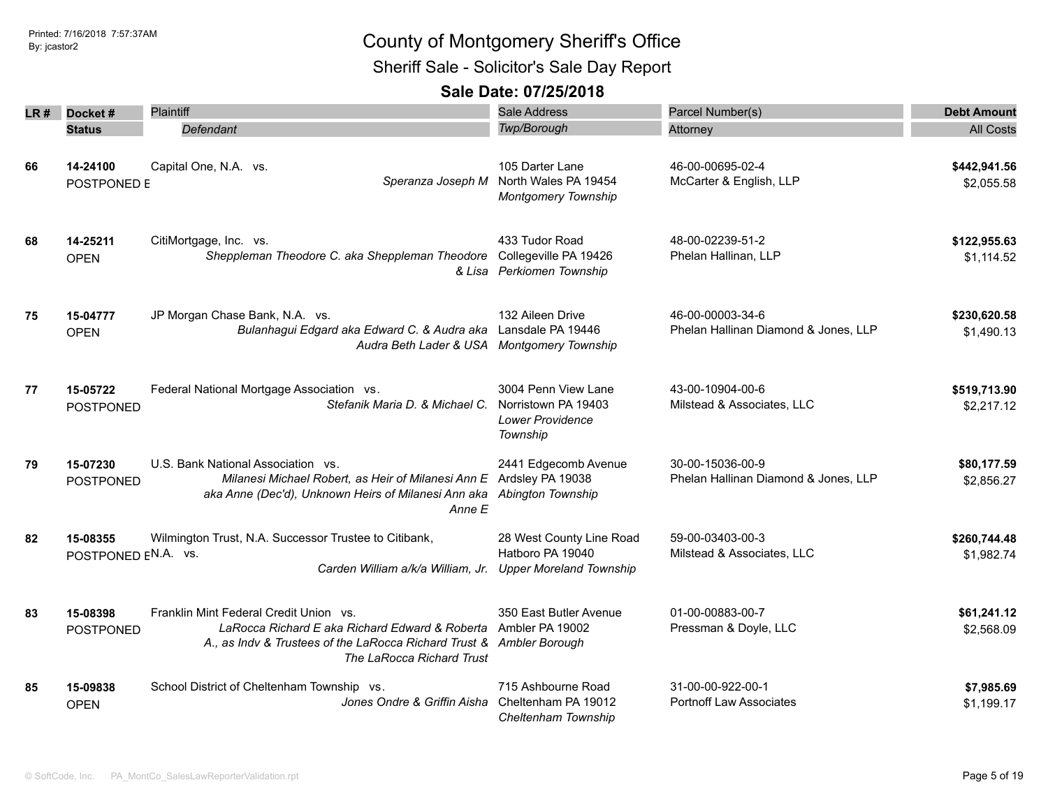Printed: 7/16/2018 7:57:37AM
By: jcastor2

# County of Montgomery Sheriff's Office

## Sheriff Sale - Solicitor's Sale Day Report

### Sale Date: 07/25/2018

| LR # | Docket # / Status | Plaintiff / *Defendant* | Sale Address / *Twp/Borough* | Parcel Number(s) / Attorney | Debt Amount / All Costs |
|---|---|---|---|---|---|
| 66 | **14-24100** POSTPONED E | Capital One, N.A. vs. *Speranza Joseph M* | 105 Darter Lane North Wales PA 19454 *Montgomery Township* | 46-00-00695-02-4 McCarter & English, LLP | **$442,941.56** $2,055.58 |
| 68 | **14-25211** OPEN | CitiMortgage, Inc. vs. *Sheppleman Theodore C. aka Sheppleman Theodore & Lisa* | 433 Tudor Road Collegeville PA 19426 *Perkiomen Township* | 48-00-02239-51-2 Phelan Hallinan, LLP | **$122,955.63** $1,114.52 |
| 75 | **15-04777** OPEN | JP Morgan Chase Bank, N.A. vs. *Bulanhagui Edgard aka Edward C. & Audra aka Audra Beth Lader & USA* | 132 Aileen Drive Lansdale PA 19446 *Montgomery Township* | 46-00-00003-34-6 Phelan Hallinan Diamond & Jones, LLP | **$230,620.58** $1,490.13 |
| 77 | **15-05722** POSTPONED | Federal National Mortgage Association vs. *Stefanik Maria D. & Michael C.* | 3004 Penn View Lane Norristown PA 19403 *Lower Providence Township* | 43-00-10904-00-6 Milstead & Associates, LLC | **$519,713.90** $2,217.12 |
| 79 | **15-07230** POSTPONED | U.S. Bank National Association vs. *Milanesi Michael Robert, as Heir of Milanesi Ann E aka Anne (Dec'd), Unknown Heirs of Milanesi Ann aka Anne E* | 2441 Edgecomb Avenue Ardsley PA 19038 *Abington Township* | 30-00-15036-00-9 Phelan Hallinan Diamond & Jones, LLP | **$80,177.59** $2,856.27 |
| 82 | **15-08355** POSTPONED E | Wilmington Trust, N.A. Successor Trustee to Citibank, N.A. vs. *Carden William a/k/a William, Jr.* | 28 West County Line Road Hatboro PA 19040 *Upper Moreland Township* | 59-00-03403-00-3 Milstead & Associates, LLC | **$260,744.48** $1,982.74 |
| 83 | **15-08398** POSTPONED | Franklin Mint Federal Credit Union vs. *LaRocca Richard E aka Richard Edward & Roberta A., as Indv & Trustees of the LaRocca Richard Trust & The LaRocca Richard Trust* | 350 East Butler Avenue Ambler PA 19002 *Ambler Borough* | 01-00-00883-00-7 Pressman & Doyle, LLC | **$61,241.12** $2,568.09 |
| 85 | **15-09838** OPEN | School District of Cheltenham Township vs. *Jones Ondre & Griffin Aisha* | 715 Ashbourne Road Cheltenham PA 19012 *Cheltenham Township* | 31-00-00-922-00-1 Portnoff Law Associates | **$7,985.69** $1,199.17 |

© SoftCode, Inc. PA_MontCo_SalesLawReporterValidation.rpt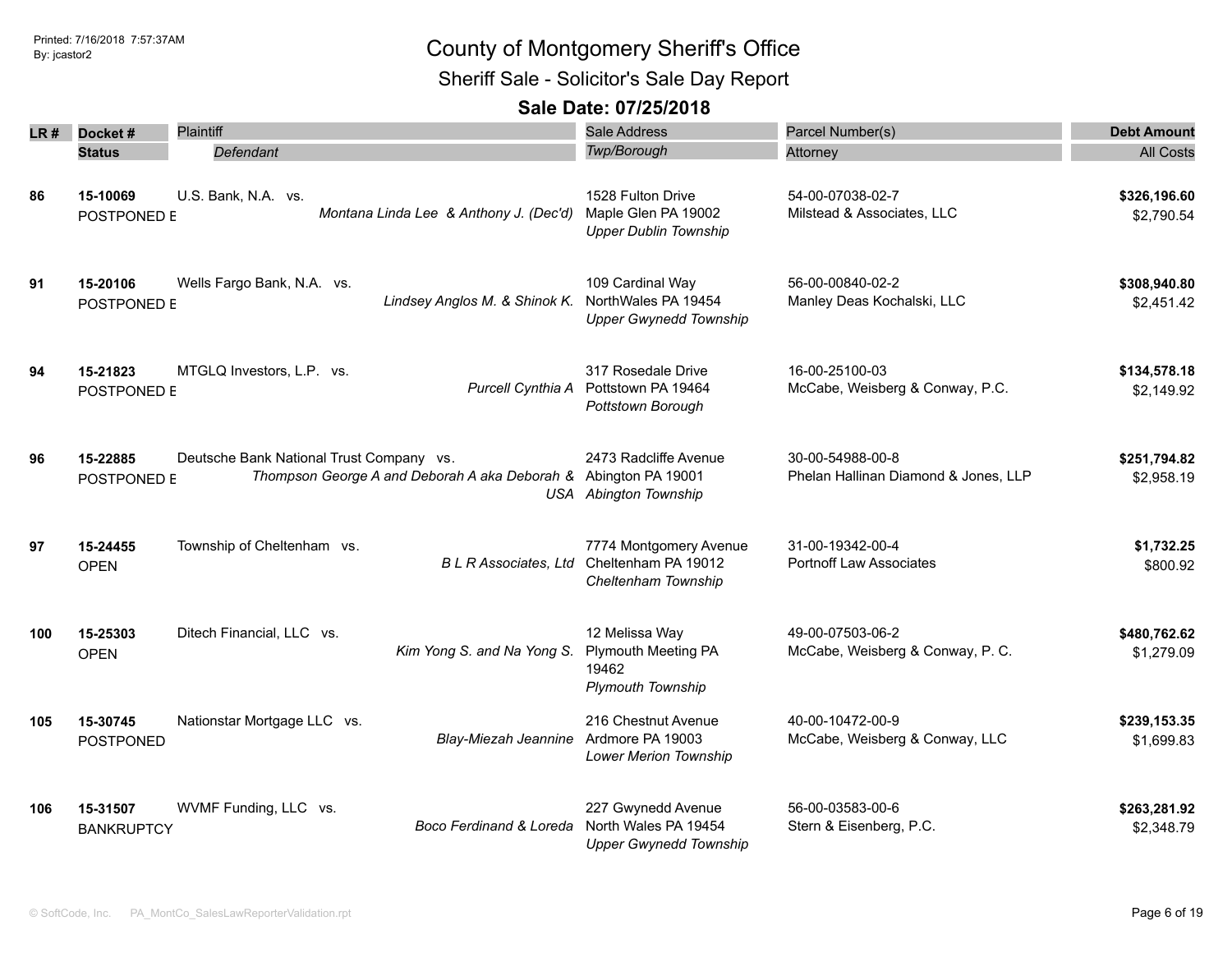# County of Montgomery Sheriff's Office

## Sheriff Sale - Solicitor's Sale Day Report

### Sale Date: 07/25/2018

| LR # | Docket # / Status | Plaintiff / Defendant | Sale Address / Twp/Borough | Parcel Number(s) / Attorney | Debt Amount / All Costs |
|---|---|---|---|---|---|
| 86 | **15-10069** POSTPONED E | U.S. Bank, N.A. vs. *Montana Linda Lee & Anthony J. (Dec'd)* | 1528 Fulton Drive Maple Glen PA 19002 *Upper Dublin Township* | 54-00-07038-02-7 Milstead & Associates, LLC | **$326,196.60** $2,790.54 |
| 91 | **15-20106** POSTPONED E | Wells Fargo Bank, N.A. vs. *Lindsey Anglos M. & Shinok K.* | 109 Cardinal Way NorthWales PA 19454 *Upper Gwynedd Township* | 56-00-00840-02-2 Manley Deas Kochalski, LLC | **$308,940.80** $2,451.42 |
| 94 | **15-21823** POSTPONED E | MTGLQ Investors, L.P. vs. *Purcell Cynthia A* | 317 Rosedale Drive Pottstown PA 19464 *Pottstown Borough* | 16-00-25100-03 McCabe, Weisberg & Conway, P.C. | **$134,578.18** $2,149.92 |
| 96 | **15-22885** POSTPONED E | Deutsche Bank National Trust Company vs. *Thompson George A and Deborah A aka Deborah & USA* | 2473 Radcliffe Avenue Abington PA 19001 *Abington Township* | 30-00-54988-00-8 Phelan Hallinan Diamond & Jones, LLP | **$251,794.82** $2,958.19 |
| 97 | **15-24455** OPEN | Township of Cheltenham vs. *B L R Associates, Ltd* | 7774 Montgomery Avenue Cheltenham PA 19012 *Cheltenham Township* | 31-00-19342-00-4 Portnoff Law Associates | **$1,732.25** $800.92 |
| 100 | **15-25303** OPEN | Ditech Financial, LLC vs. *Kim Yong S. and Na Yong S.* | 12 Melissa Way Plymouth Meeting PA 19462 *Plymouth Township* | 49-00-07503-06-2 McCabe, Weisberg & Conway, P. C. | **$480,762.62** $1,279.09 |
| 105 | **15-30745** POSTPONED | Nationstar Mortgage LLC vs. *Blay-Miezah Jeannine* | 216 Chestnut Avenue Ardmore PA 19003 *Lower Merion Township* | 40-00-10472-00-9 McCabe, Weisberg & Conway, LLC | **$239,153.35** $1,699.83 |
| 106 | **15-31507** BANKRUPTCY | WVMF Funding, LLC vs. *Boco Ferdinand & Loreda* | 227 Gwynedd Avenue North Wales PA 19454 *Upper Gwynedd Township* | 56-00-03583-00-6 Stern & Eisenberg, P.C. | **$263,281.92** $2,348.79 |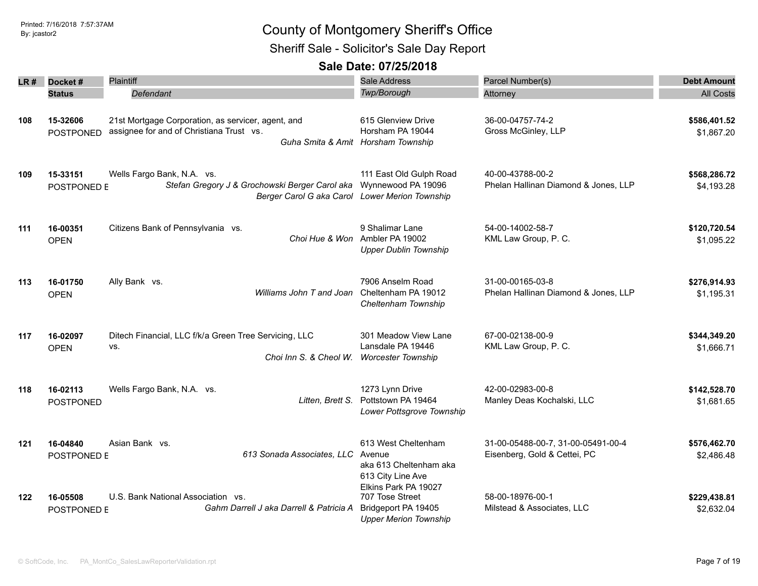# County of Montgomery Sheriff's Office

## Sheriff Sale - Solicitor's Sale Day Report

### Sale Date: 07/25/2018

Printed: 7/16/2018 7:57:37AM
By: jcastor2

| LR # | Docket # / Status | Plaintiff / *Defendant* | Sale Address / *Twp/Borough* | Parcel Number(s) / Attorney | Debt Amount / All Costs |
|---|---|---|---|---|---|
| 108 | **15-32606** POSTPONED | 21st Mortgage Corporation, as servicer, agent, and assignee for and of Christiana Trust vs. *Guha Smita & Amit* | 615 Glenview Drive Horsham PA 19044 *Horsham Township* | 36-00-04757-74-2 Gross McGinley, LLP | **$586,401.52** $1,867.20 |
| 109 | **15-33151** POSTPONED E | Wells Fargo Bank, N.A. vs. *Stefan Gregory J & Grochowski Berger Carol aka Berger Carol G aka Carol* | 111 East Old Gulph Road Wynnewood PA 19096 *Lower Merion Township* | 40-00-43788-00-2 Phelan Hallinan Diamond & Jones, LLP | **$568,286.72** $4,193.28 |
| 111 | **16-00351** OPEN | Citizens Bank of Pennsylvania vs. *Choi Hue & Won* | 9 Shalimar Lane Ambler PA 19002 *Upper Dublin Township* | 54-00-14002-58-7 KML Law Group, P. C. | **$120,720.54** $1,095.22 |
| 113 | **16-01750** OPEN | Ally Bank vs. *Williams John T and Joan* | 7906 Anselm Road Cheltenham PA 19012 *Cheltenham Township* | 31-00-00165-03-8 Phelan Hallinan Diamond & Jones, LLP | **$276,914.93** $1,195.31 |
| 117 | **16-02097** OPEN | Ditech Financial, LLC f/k/a Green Tree Servicing, LLC vs. *Choi Inn S. & Cheol W.* | 301 Meadow View Lane Lansdale PA 19446 *Worcester Township* | 67-00-02138-00-9 KML Law Group, P. C. | **$344,349.20** $1,666.71 |
| 118 | **16-02113** POSTPONED | Wells Fargo Bank, N.A. vs. *Litten, Brett S.* | 1273 Lynn Drive Pottstown PA 19464 *Lower Pottsgrove Township* | 42-00-02983-00-8 Manley Deas Kochalski, LLC | **$142,528.70** $1,681.65 |
| 121 | **16-04840** POSTPONED E | Asian Bank vs. *613 Sonada Associates, LLC* | 613 West Cheltenham Avenue aka 613 Cheltenham aka 613 City Line Ave Elkins Park PA 19027 | 31-00-05488-00-7, 31-00-05491-00-4 Eisenberg, Gold & Cettei, PC | **$576,462.70** $2,486.48 |
| 122 | **16-05508** POSTPONED E | U.S. Bank National Association vs. *Gahm Darrell J aka Darrell & Patricia A* | 707 Tose Street Bridgeport PA 19405 *Upper Merion Township* | 58-00-18976-00-1 Milstead & Associates, LLC | **$229,438.81** $2,632.04 |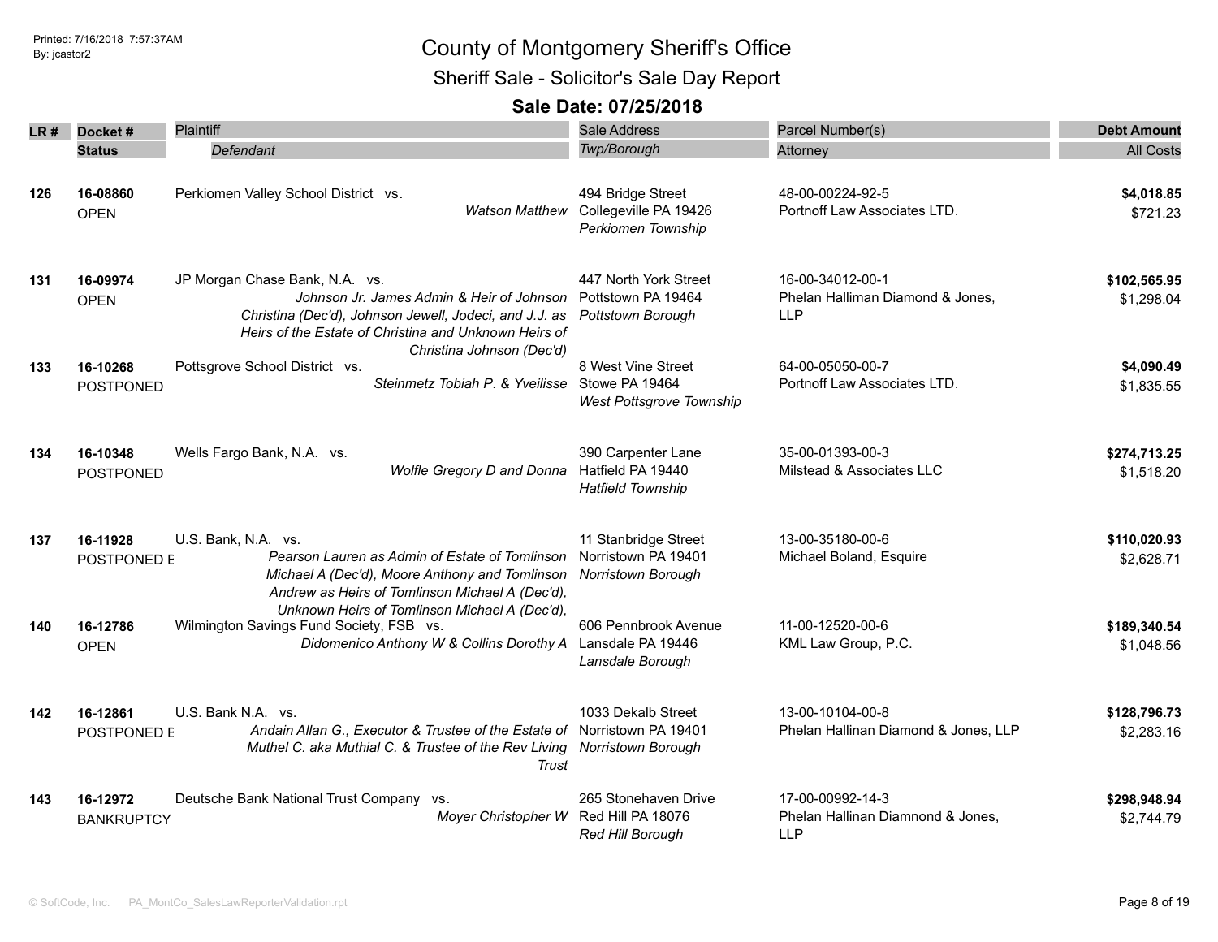# County of Montgomery Sheriff's Office

## Sheriff Sale - Solicitor's Sale Day Report

### Sale Date: 07/25/2018

| LR # | Docket # / Status | Plaintiff / *Defendant* | Sale Address / *Twp/Borough* | Parcel Number(s) / Attorney | Debt Amount / All Costs |
|---|---|---|---|---|---|
| 126 | **16-08860** OPEN | Perkiomen Valley School District vs. *Watson Matthew* | 494 Bridge Street Collegeville PA 19426 *Perkiomen Township* | 48-00-00224-92-5 Portnoff Law Associates LTD. | **$4,018.85** $721.23 |
| 131 | **16-09974** OPEN | JP Morgan Chase Bank, N.A. vs. *Johnson Jr. James Admin & Heir of Johnson Christina (Dec'd), Johnson Jewell, Jodeci, and J.J. as Heirs of the Estate of Christina and Unknown Heirs of Christina Johnson (Dec'd)* | 447 North York Street Pottstown PA 19464 *Pottstown Borough* | 16-00-34012-00-1 Phelan Halliman Diamond & Jones, LLP | **$102,565.95** $1,298.04 |
| 133 | **16-10268** POSTPONED | Pottsgrove School District vs. *Steinmetz Tobiah P. & Yveilisse* | 8 West Vine Street Stowe PA 19464 *West Pottsgrove Township* | 64-00-05050-00-7 Portnoff Law Associates LTD. | **$4,090.49** $1,835.55 |
| 134 | **16-10348** POSTPONED | Wells Fargo Bank, N.A. vs. *Wolfle Gregory D and Donna* | 390 Carpenter Lane Hatfield PA 19440 *Hatfield Township* | 35-00-01393-00-3 Milstead & Associates LLC | **$274,713.25** $1,518.20 |
| 137 | **16-11928** POSTPONED E | U.S. Bank, N.A. vs. *Pearson Lauren as Admin of Estate of Tomlinson Michael A (Dec'd), Moore Anthony and Tomlinson Andrew as Heirs of Tomlinson Michael A (Dec'd), Unknown Heirs of Tomlinson Michael A (Dec'd),* | 11 Stanbridge Street Norristown PA 19401 *Norristown Borough* | 13-00-35180-00-6 Michael Boland, Esquire | **$110,020.93** $2,628.71 |
| 140 | **16-12786** OPEN | Wilmington Savings Fund Society, FSB vs. *Didomenico Anthony W & Collins Dorothy A* | 606 Pennbrook Avenue Lansdale PA 19446 *Lansdale Borough* | 11-00-12520-00-6 KML Law Group, P.C. | **$189,340.54** $1,048.56 |
| 142 | **16-12861** POSTPONED E | U.S. Bank N.A. vs. *Andain Allan G., Executor & Trustee of the Estate of Muthel C. aka Muthial C. & Trustee of the Rev Living Trust* | 1033 Dekalb Street Norristown PA 19401 *Norristown Borough* | 13-00-10104-00-8 Phelan Hallinan Diamond & Jones, LLP | **$128,796.73** $2,283.16 |
| 143 | **16-12972** BANKRUPTCY | Deutsche Bank National Trust Company vs. *Moyer Christopher W* | 265 Stonehaven Drive Red Hill PA 18076 *Red Hill Borough* | 17-00-00992-14-3 Phelan Hallinan Diamnond & Jones, LLP | **$298,948.94** $2,744.79 |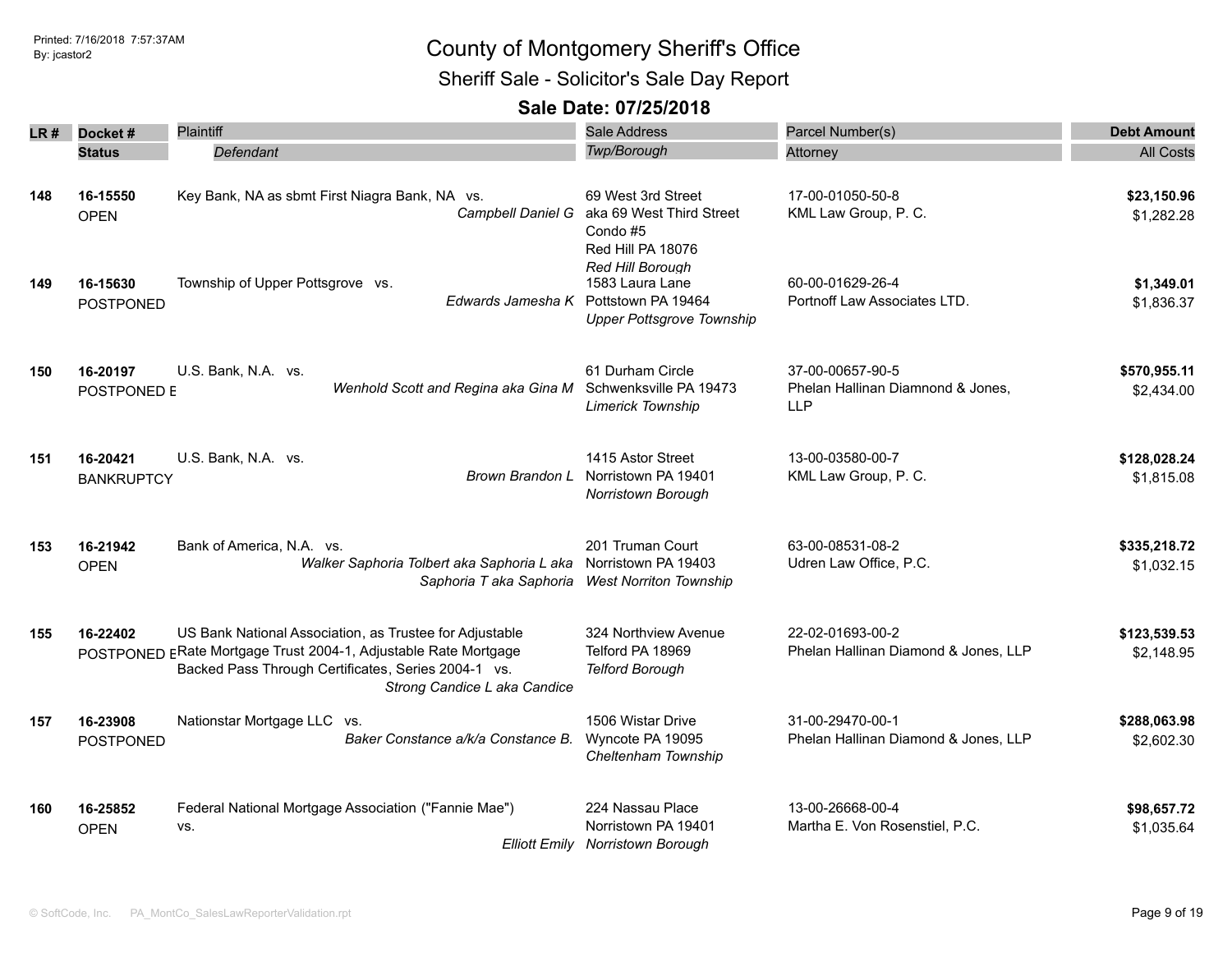# County of Montgomery Sheriff's Office

## Sheriff Sale - Solicitor's Sale Day Report

### Sale Date: 07/25/2018

| LR # | Docket # / Status | Plaintiff / Defendant | Sale Address / Twp/Borough | Parcel Number(s) / Attorney | Debt Amount / All Costs |
|---|---|---|---|---|---|
| 148 | 16-15550<br>OPEN | Key Bank, NA as sbmt First Niagra Bank, NA vs.<br>*Campbell Daniel G* | 69 West 3rd Street aka 69 West Third Street Condo #5<br>Red Hill PA 18076<br>*Red Hill Borough* | 17-00-01050-50-8<br>KML Law Group, P. C. | **$23,150.96**<br>$1,282.28 |
| 149 | 16-15630<br>POSTPONED | Township of Upper Pottsgrove vs.<br>*Edwards Jamesha K* | 1583 Laura Lane<br>Pottstown PA 19464<br>*Upper Pottsgrove Township* | 60-00-01629-26-4<br>Portnoff Law Associates LTD. | **$1,349.01**<br>$1,836.37 |
| 150 | 16-20197<br>POSTPONED E | U.S. Bank, N.A. vs.<br>*Wenhold Scott and Regina aka Gina M* | 61 Durham Circle<br>Schwenksville PA 19473<br>*Limerick Township* | 37-00-00657-90-5<br>Phelan Hallinan Diamond & Jones, LLP | **$570,955.11**<br>$2,434.00 |
| 151 | 16-20421<br>BANKRUPTCY | U.S. Bank, N.A. vs.<br>*Brown Brandon L* | 1415 Astor Street<br>Norristown PA 19401<br>*Norristown Borough* | 13-00-03580-00-7<br>KML Law Group, P. C. | **$128,028.24**<br>$1,815.08 |
| 153 | 16-21942<br>OPEN | Bank of America, N.A. vs.<br>*Walker Saphoria Tolbert aka Saphoria L aka Saphoria T aka Saphoria* | 201 Truman Court<br>Norristown PA 19403<br>*West Norriton Township* | 63-00-08531-08-2<br>Udren Law Office, P.C. | **$335,218.72**<br>$1,032.15 |
| 155 | 16-22402<br>POSTPONED E | US Bank National Association, as Trustee for Adjustable Rate Mortgage Trust 2004-1, Adjustable Rate Mortgage Backed Pass Through Certificates, Series 2004-1 vs.<br>*Strong Candice L aka Candice* | 324 Northview Avenue<br>Telford PA 18969<br>*Telford Borough* | 22-02-01693-00-2<br>Phelan Hallinan Diamond & Jones, LLP | **$123,539.53**<br>$2,148.95 |
| 157 | 16-23908<br>POSTPONED | Nationstar Mortgage LLC vs.<br>*Baker Constance a/k/a Constance B.* | 1506 Wistar Drive<br>Wyncote PA 19095<br>*Cheltenham Township* | 31-00-29470-00-1<br>Phelan Hallinan Diamond & Jones, LLP | **$288,063.98**<br>$2,602.30 |
| 160 | 16-25852<br>OPEN | Federal National Mortgage Association ("Fannie Mae") vs.<br>*Elliott Emily* | 224 Nassau Place<br>Norristown PA 19401<br>*Norristown Borough* | 13-00-26668-00-4<br>Martha E. Von Rosenstiel, P.C. | **$98,657.72**<br>$1,035.64 |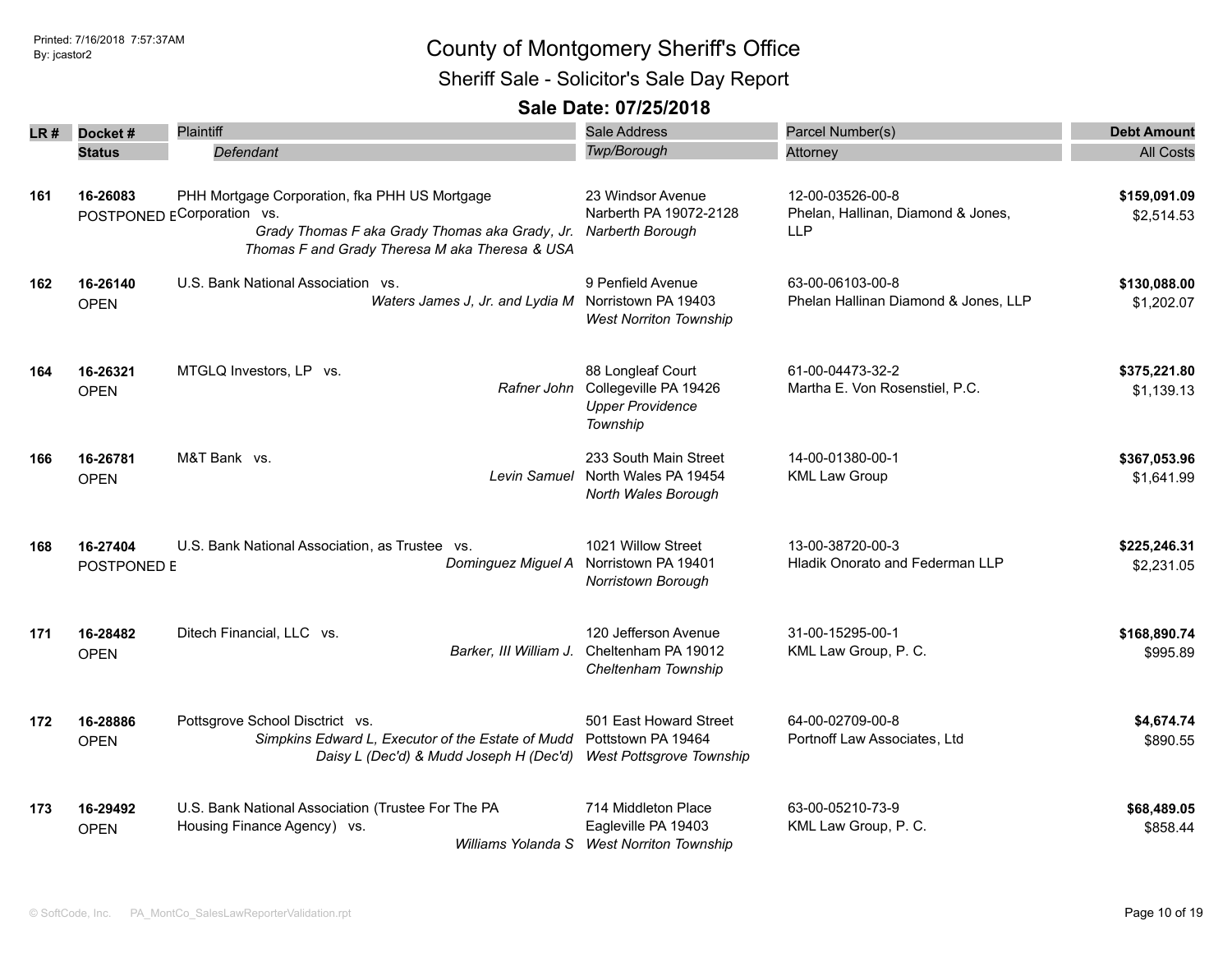# County of Montgomery Sheriff's Office

## Sheriff Sale - Solicitor's Sale Day Report

### Sale Date: 07/25/2018

| LR # | Docket # / Status | Plaintiff / *Defendant* | Sale Address / *Twp/Borough* | Parcel Number(s) / Attorney | Debt Amount / All Costs |
|---|---|---|---|---|---|
| 161 | **16-26083** POSTPONED E | PHH Mortgage Corporation, fka PHH US Mortgage Corporation vs. *Grady Thomas F aka Grady Thomas aka Grady, Jr. Thomas F and Grady Theresa M aka Theresa & USA* | 23 Windsor Avenue Narberth PA 19072-2128 *Narberth Borough* | 12-00-03526-00-8 Phelan, Hallinan, Diamond & Jones, LLP | **$159,091.09** $2,514.53 |
| 162 | **16-26140** OPEN | U.S. Bank National Association vs. *Waters James J, Jr. and Lydia M* | 9 Penfield Avenue Norristown PA 19403 *West Norriton Township* | 63-00-06103-00-8 Phelan Hallinan Diamond & Jones, LLP | **$130,088.00** $1,202.07 |
| 164 | **16-26321** OPEN | MTGLQ Investors, LP vs. *Rafner John* | 88 Longleaf Court Collegeville PA 19426 *Upper Providence Township* | 61-00-04473-32-2 Martha E. Von Rosenstiel, P.C. | **$375,221.80** $1,139.13 |
| 166 | **16-26781** OPEN | M&T Bank vs. *Levin Samuel* | 233 South Main Street North Wales PA 19454 *North Wales Borough* | 14-00-01380-00-1 KML Law Group | **$367,053.96** $1,641.99 |
| 168 | **16-27404** POSTPONED E | U.S. Bank National Association, as Trustee vs. *Dominguez Miguel A* | 1021 Willow Street Norristown PA 19401 *Norristown Borough* | 13-00-38720-00-3 Hladik Onorato and Federman LLP | **$225,246.31** $2,231.05 |
| 171 | **16-28482** OPEN | Ditech Financial, LLC vs. *Barker, III William J.* | 120 Jefferson Avenue Cheltenham PA 19012 *Cheltenham Township* | 31-00-15295-00-1 KML Law Group, P. C. | **$168,890.74** $995.89 |
| 172 | **16-28886** OPEN | Pottsgrove School Disctrict vs. *Simpkins Edward L, Executor of the Estate of Mudd Daisy L (Dec'd) & Mudd Joseph H (Dec'd)* | 501 East Howard Street Pottstown PA 19464 *West Pottsgrove Township* | 64-00-02709-00-8 Portnoff Law Associates, Ltd | **$4,674.74** $890.55 |
| 173 | **16-29492** OPEN | U.S. Bank National Association (Trustee For The PA Housing Finance Agency) vs. *Williams Yolanda S* | 714 Middleton Place Eagleville PA 19403 *West Norriton Township* | 63-00-05210-73-9 KML Law Group, P. C. | **$68,489.05** $858.44 |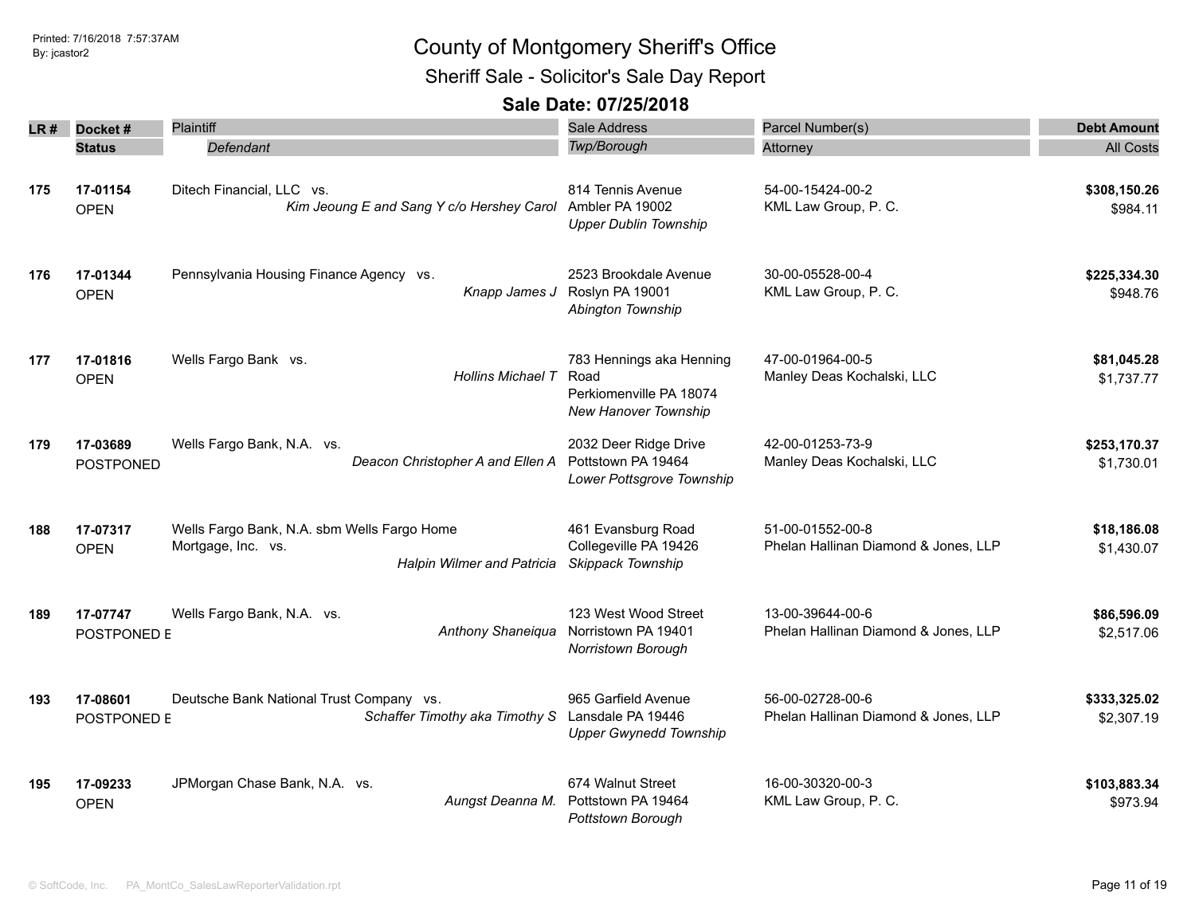# County of Montgomery Sheriff's Office

## Sheriff Sale - Solicitor's Sale Day Report

### Sale Date: 07/25/2018

| LR # | Docket # / Status | Plaintiff / Defendant | Sale Address / Twp/Borough | Parcel Number(s) / Attorney | Debt Amount / All Costs |
|---|---|---|---|---|---|
| 175 | 17-01154<br>OPEN | Ditech Financial, LLC vs.<br>*Kim Jeoung E and Sang Y c/o Hershey Carol* | 814 Tennis Avenue<br>Ambler PA 19002<br>*Upper Dublin Township* | 54-00-15424-00-2<br>KML Law Group, P. C. | **$308,150.26**<br>$984.11 |
| 176 | 17-01344<br>OPEN | Pennsylvania Housing Finance Agency vs.<br>*Knapp James J* | 2523 Brookdale Avenue<br>Roslyn PA 19001<br>*Abington Township* | 30-00-05528-00-4<br>KML Law Group, P. C. | **$225,334.30**<br>$948.76 |
| 177 | 17-01816<br>OPEN | Wells Fargo Bank vs.<br>*Hollins Michael T* | 783 Hennings aka Henning Road<br>Perkiomenville PA 18074<br>*New Hanover Township* | 47-00-01964-00-5<br>Manley Deas Kochalski, LLC | **$81,045.28**<br>$1,737.77 |
| 179 | 17-03689<br>POSTPONED | Wells Fargo Bank, N.A. vs.<br>*Deacon Christopher A and Ellen A* | 2032 Deer Ridge Drive<br>Pottstown PA 19464<br>*Lower Pottsgrove Township* | 42-00-01253-73-9<br>Manley Deas Kochalski, LLC | **$253,170.37**<br>$1,730.01 |
| 188 | 17-07317<br>OPEN | Wells Fargo Bank, N.A. sbm Wells Fargo Home Mortgage, Inc. vs.<br>*Halpin Wilmer and Patricia* | 461 Evansburg Road<br>Collegeville PA 19426<br>*Skippack Township* | 51-00-01552-00-8<br>Phelan Hallinan Diamond & Jones, LLP | **$18,186.08**<br>$1,430.07 |
| 189 | 17-07747<br>POSTPONED E | Wells Fargo Bank, N.A. vs.<br>*Anthony Shaneiqua* | 123 West Wood Street<br>Norristown PA 19401<br>*Norristown Borough* | 13-00-39644-00-6<br>Phelan Hallinan Diamond & Jones, LLP | **$86,596.09**<br>$2,517.06 |
| 193 | 17-08601<br>POSTPONED E | Deutsche Bank National Trust Company vs.<br>*Schaffer Timothy aka Timothy S* | 965 Garfield Avenue<br>Lansdale PA 19446<br>*Upper Gwynedd Township* | 56-00-02728-00-6<br>Phelan Hallinan Diamond & Jones, LLP | **$333,325.02**<br>$2,307.19 |
| 195 | 17-09233<br>OPEN | JPMorgan Chase Bank, N.A. vs.<br>*Aungst Deanna M.* | 674 Walnut Street<br>Pottstown PA 19464<br>*Pottstown Borough* | 16-00-30320-00-3<br>KML Law Group, P. C. | **$103,883.34**<br>$973.94 |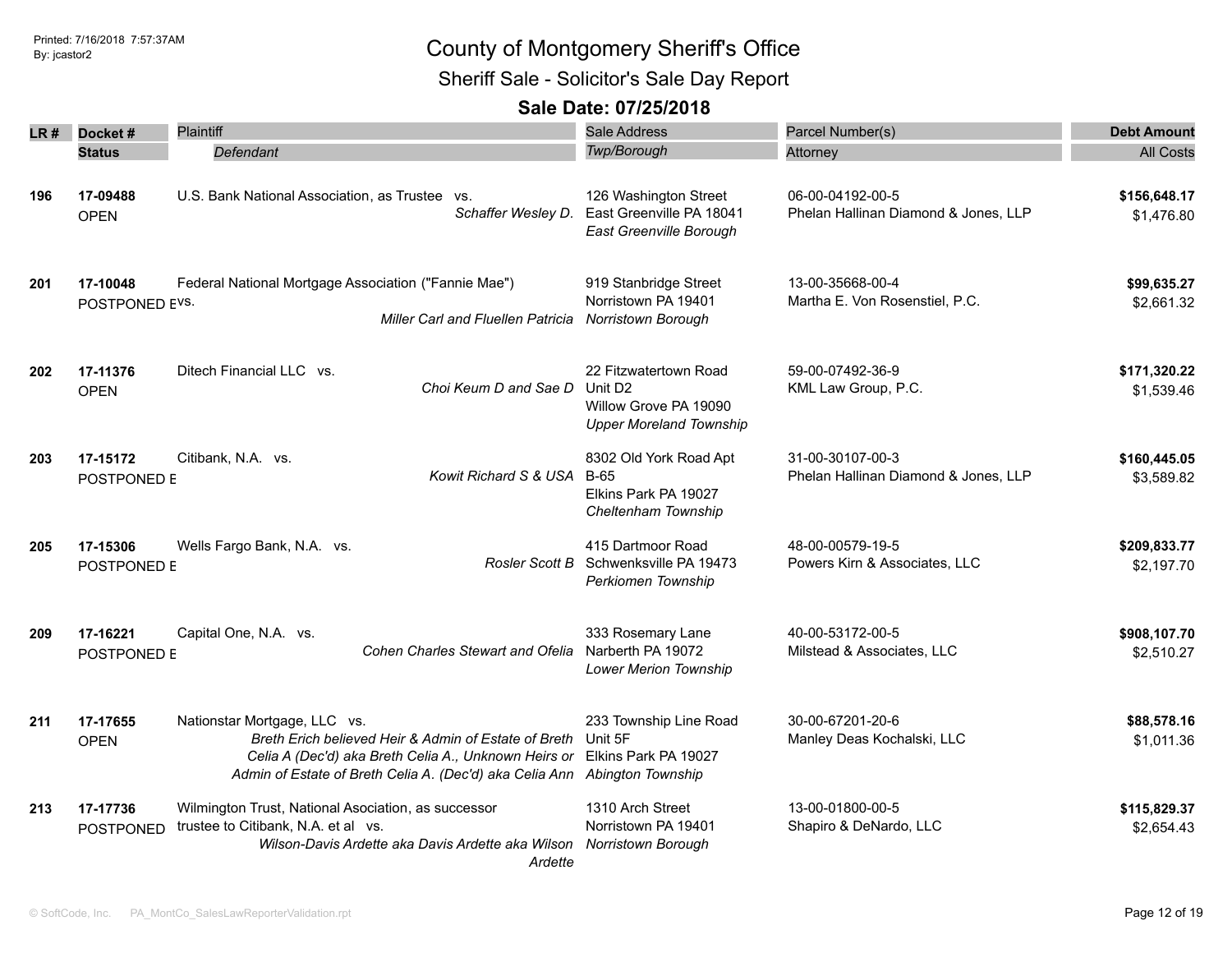# County of Montgomery Sheriff's Office

## Sheriff Sale - Solicitor's Sale Day Report

### Sale Date: 07/25/2018

| LR # | Docket # / Status | Plaintiff / Defendant | Sale Address / Twp/Borough | Parcel Number(s) / Attorney | Debt Amount / All Costs |
|---|---|---|---|---|---|
| 196 | 17-09488 OPEN | U.S. Bank National Association, as Trustee vs. *Schaffer Wesley D.* | 126 Washington Street East Greenville PA 18041 *East Greenville Borough* | 06-00-04192-00-5 Phelan Hallinan Diamond & Jones, LLP | **$156,648.17** $1,476.80 |
| 201 | 17-10048 POSTPONED E | Federal National Mortgage Association ("Fannie Mae") vs. *Miller Carl and Fluellen Patricia* | 919 Stanbridge Street Norristown PA 19401 *Norristown Borough* | 13-00-35668-00-4 Martha E. Von Rosenstiel, P.C. | **$99,635.27** $2,661.32 |
| 202 | 17-11376 OPEN | Ditech Financial LLC vs. *Choi Keum D and Sae D* | 22 Fitzwatertown Road Unit D2 Willow Grove PA 19090 *Upper Moreland Township* | 59-00-07492-36-9 KML Law Group, P.C. | **$171,320.22** $1,539.46 |
| 203 | 17-15172 POSTPONED E | Citibank, N.A. vs. *Kowit Richard S & USA* | 8302 Old York Road Apt B-65 Elkins Park PA 19027 *Cheltenham Township* | 31-00-30107-00-3 Phelan Hallinan Diamond & Jones, LLP | **$160,445.05** $3,589.82 |
| 205 | 17-15306 POSTPONED E | Wells Fargo Bank, N.A. vs. *Rosler Scott B* | 415 Dartmoor Road Schwenksville PA 19473 *Perkiomen Township* | 48-00-00579-19-5 Powers Kirn & Associates, LLC | **$209,833.77** $2,197.70 |
| 209 | 17-16221 POSTPONED E | Capital One, N.A. vs. *Cohen Charles Stewart and Ofelia* | 333 Rosemary Lane Narberth PA 19072 *Lower Merion Township* | 40-00-53172-00-5 Milstead & Associates, LLC | **$908,107.70** $2,510.27 |
| 211 | 17-17655 OPEN | Nationstar Mortgage, LLC vs. *Breth Erich believed Heir & Admin of Estate of Breth Celia A (Dec'd) aka Breth Celia A., Unknown Heirs or Admin of Estate of Breth Celia A. (Dec'd) aka Celia Ann* | 233 Township Line Road Unit 5F Elkins Park PA 19027 *Abington Township* | 30-00-67201-20-6 Manley Deas Kochalski, LLC | **$88,578.16** $1,011.36 |
| 213 | 17-17736 POSTPONED | Wilmington Trust, National Asociation, as successor trustee to Citibank, N.A. et al vs. *Wilson-Davis Ardette aka Davis Ardette aka Wilson Ardette* | 1310 Arch Street Norristown PA 19401 *Norristown Borough* | 13-00-01800-00-5 Shapiro & DeNardo, LLC | **$115,829.37** $2,654.43 |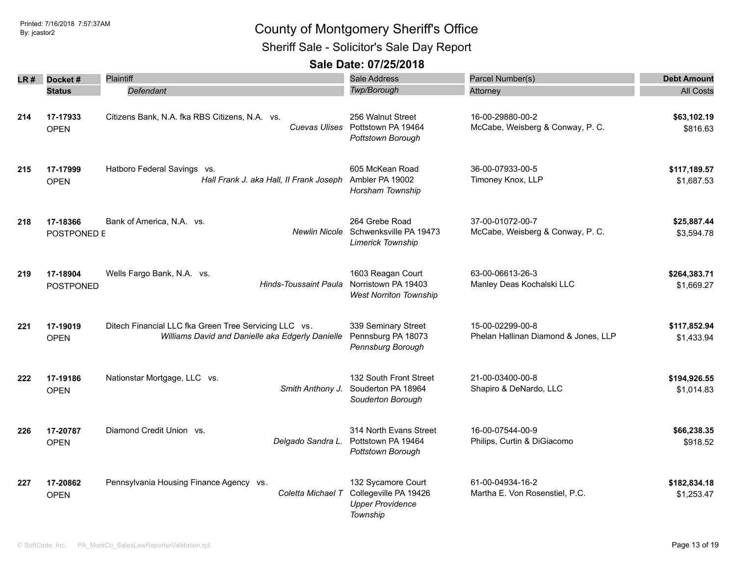Printed: 7/16/2018 7:57:37AM
By: jcastor2

# County of Montgomery Sheriff's Office

## Sheriff Sale - Solicitor's Sale Day Report

### Sale Date: 07/25/2018

| LR # | Docket # / Status | Plaintiff / *Defendant* | Sale Address / *Twp/Borough* | Parcel Number(s) / Attorney | Debt Amount / All Costs |
|---|---|---|---|---|---|
| **214** | **17-17933** OPEN | Citizens Bank, N.A. fka RBS Citizens, N.A. vs. *Cuevas Ulises* | 256 Walnut Street Pottstown PA 19464 *Pottstown Borough* | 16-00-29880-00-2 McCabe, Weisberg & Conway, P. C. | **$63,102.19** $816.63 |
| **215** | **17-17999** OPEN | Hatboro Federal Savings vs. *Hall Frank J. aka Hall, II Frank Joseph* | 605 McKean Road Ambler PA 19002 *Horsham Township* | 36-00-07933-00-5 Timoney Knox, LLP | **$117,189.57** $1,687.53 |
| **218** | **17-18366** POSTPONED E | Bank of America, N.A. vs. *Newlin Nicole* | 264 Grebe Road Schwenksville PA 19473 *Limerick Township* | 37-00-01072-00-7 McCabe, Weisberg & Conway, P. C. | **$25,887.44** $3,594.78 |
| **219** | **17-18904** POSTPONED | Wells Fargo Bank, N.A. vs. *Hinds-Toussaint Paula* | 1603 Reagan Court Norristown PA 19403 *West Norriton Township* | 63-00-06613-26-3 Manley Deas Kochalski LLC | **$264,383.71** $1,669.27 |
| **221** | **17-19019** OPEN | Ditech Financial LLC fka Green Tree Servicing LLC vs. *Williams David and Danielle aka Edgerly Danielle* | 339 Seminary Street Pennsburg PA 18073 *Pennsburg Borough* | 15-00-02299-00-8 Phelan Hallinan Diamond & Jones, LLP | **$117,852.94** $1,433.94 |
| **222** | **17-19186** OPEN | Nationstar Mortgage, LLC vs. *Smith Anthony J.* | 132 South Front Street Souderton PA 18964 *Souderton Borough* | 21-00-03400-00-8 Shapiro & DeNardo, LLC | **$194,926.55** $1,014.83 |
| **226** | **17-20787** OPEN | Diamond Credit Union vs. *Delgado Sandra L.* | 314 North Evans Street Pottstown PA 19464 *Pottstown Borough* | 16-00-07544-00-9 Philips, Curtin & DiGiacomo | **$66,238.35** $918.52 |
| **227** | **17-20862** OPEN | Pennsylvania Housing Finance Agency vs. *Coletta Michael T* | 132 Sycamore Court Collegeville PA 19426 *Upper Providence Township* | 61-00-04934-16-2 Martha E. Von Rosenstiel, P.C. | **$182,834.18** $1,253.47 |

© SoftCode, Inc. PA_MontCo_SalesLawReporterValidation.rpt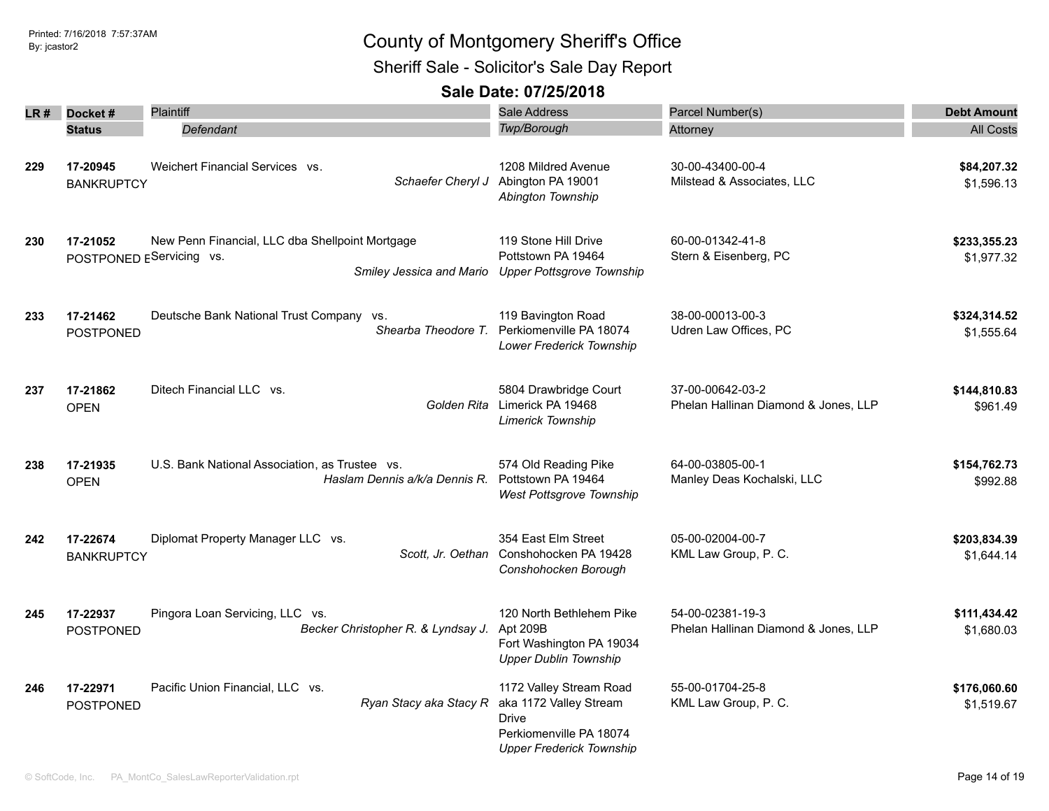# County of Montgomery Sheriff's Office

## Sheriff Sale - Solicitor's Sale Day Report

### Sale Date: 07/25/2018

| LR # | Docket # / Status | Plaintiff / Defendant | Sale Address / Twp/Borough | Parcel Number(s) / Attorney | Debt Amount / All Costs |
|---|---|---|---|---|---|
| 229 | **17-20945** BANKRUPTCY | Weichert Financial Services vs. *Schaefer Cheryl J* | 1208 Mildred Avenue Abington PA 19001 *Abington Township* | 30-00-43400-00-4 Milstead & Associates, LLC | **$84,207.32** $1,596.13 |
| 230 | **17-21052** POSTPONED E | New Penn Financial, LLC dba Shellpoint Mortgage Servicing vs. *Smiley Jessica and Mario* | 119 Stone Hill Drive Pottstown PA 19464 *Upper Pottsgrove Township* | 60-00-01342-41-8 Stern & Eisenberg, PC | **$233,355.23** $1,977.32 |
| 233 | **17-21462** POSTPONED | Deutsche Bank National Trust Company vs. *Shearba Theodore T.* | 119 Bavington Road Perkiomenville PA 18074 *Lower Frederick Township* | 38-00-00013-00-3 Udren Law Offices, PC | **$324,314.52** $1,555.64 |
| 237 | **17-21862** OPEN | Ditech Financial LLC vs. *Golden Rita* | 5804 Drawbridge Court Limerick PA 19468 *Limerick Township* | 37-00-00642-03-2 Phelan Hallinan Diamond & Jones, LLP | **$144,810.83** $961.49 |
| 238 | **17-21935** OPEN | U.S. Bank National Association, as Trustee vs. *Haslam Dennis a/k/a Dennis R.* | 574 Old Reading Pike Pottstown PA 19464 *West Pottsgrove Township* | 64-00-03805-00-1 Manley Deas Kochalski, LLC | **$154,762.73** $992.88 |
| 242 | **17-22674** BANKRUPTCY | Diplomat Property Manager LLC vs. *Scott, Jr. Oethan* | 354 East Elm Street Conshohocken PA 19428 *Conshohocken Borough* | 05-00-02004-00-7 KML Law Group, P. C. | **$203,834.39** $1,644.14 |
| 245 | **17-22937** POSTPONED | Pingora Loan Servicing, LLC vs. *Becker Christopher R. & Lyndsay J.* | 120 North Bethlehem Pike Apt 209B Fort Washington PA 19034 *Upper Dublin Township* | 54-00-02381-19-3 Phelan Hallinan Diamond & Jones, LLP | **$111,434.42** $1,680.03 |
| 246 | **17-22971** POSTPONED | Pacific Union Financial, LLC vs. *Ryan Stacy aka Stacy R* | 1172 Valley Stream Road aka 1172 Valley Stream Drive Perkiomenville PA 18074 *Upper Frederick Township* | 55-00-01704-25-8 KML Law Group, P. C. | **$176,060.60** $1,519.67 |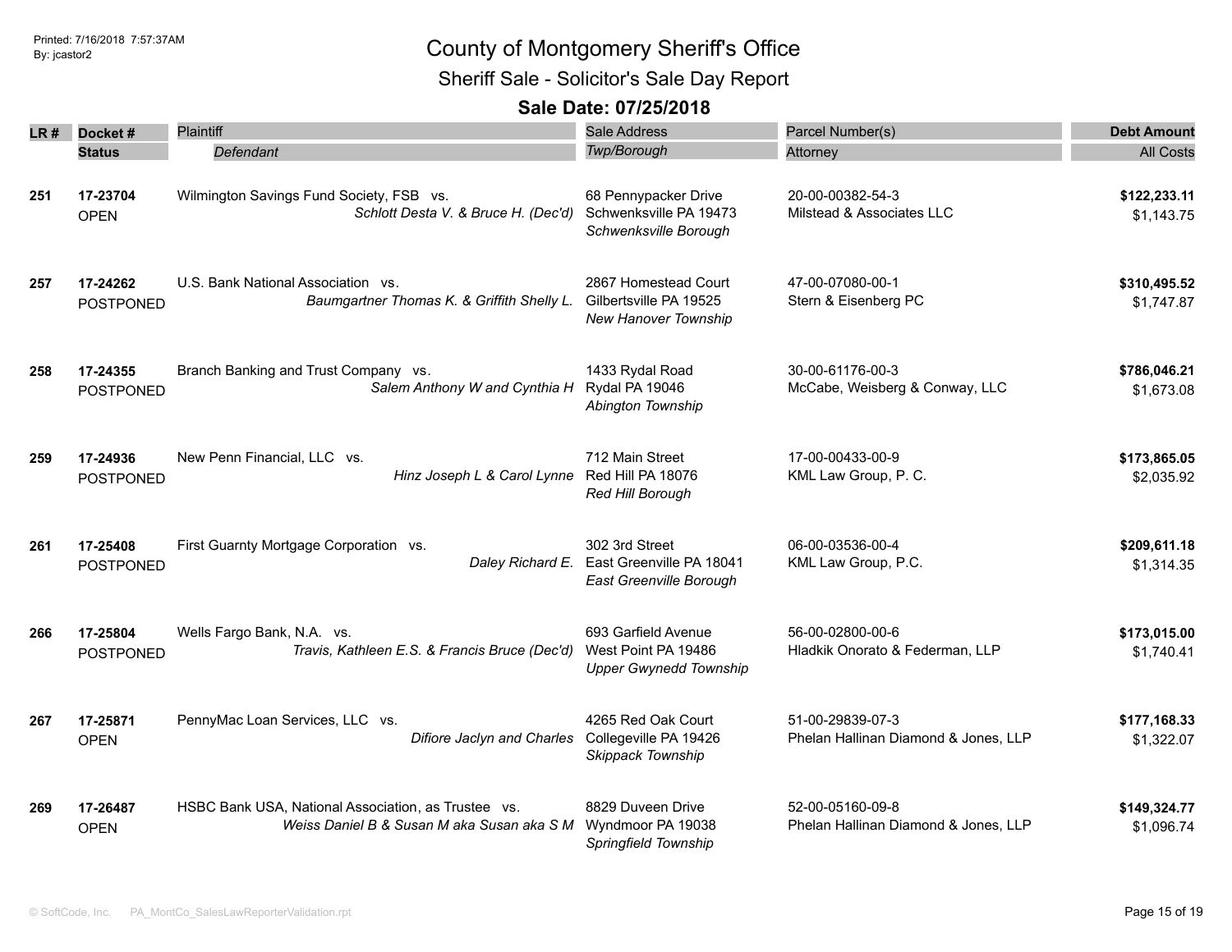# County of Montgomery Sheriff's Office

## Sheriff Sale - Solicitor's Sale Day Report

### Sale Date: 07/25/2018

| LR # | Docket # / Status | Plaintiff / *Defendant* | Sale Address / *Twp/Borough* | Parcel Number(s) / Attorney | Debt Amount / All Costs |
|---|---|---|---|---|---|
| 251 | **17-23704** OPEN | Wilmington Savings Fund Society, FSB vs. *Schlott Desta V. & Bruce H. (Dec'd)* | 68 Pennypacker Drive Schwenksville PA 19473 *Schwenksville Borough* | 20-00-00382-54-3 Milstead & Associates LLC | **$122,233.11** $1,143.75 |
| 257 | **17-24262** POSTPONED | U.S. Bank National Association vs. *Baumgartner Thomas K. & Griffith Shelly L.* | 2867 Homestead Court Gilbertsville PA 19525 *New Hanover Township* | 47-00-07080-00-1 Stern & Eisenberg PC | **$310,495.52** $1,747.87 |
| 258 | **17-24355** POSTPONED | Branch Banking and Trust Company vs. *Salem Anthony W and Cynthia H* | 1433 Rydal Road Rydal PA 19046 *Abington Township* | 30-00-61176-00-3 McCabe, Weisberg & Conway, LLC | **$786,046.21** $1,673.08 |
| 259 | **17-24936** POSTPONED | New Penn Financial, LLC vs. *Hinz Joseph L & Carol Lynne* | 712 Main Street Red Hill PA 18076 *Red Hill Borough* | 17-00-00433-00-9 KML Law Group, P. C. | **$173,865.05** $2,035.92 |
| 261 | **17-25408** POSTPONED | First Guarnty Mortgage Corporation vs. *Daley Richard E.* | 302 3rd Street East Greenville PA 18041 *East Greenville Borough* | 06-00-03536-00-4 KML Law Group, P.C. | **$209,611.18** $1,314.35 |
| 266 | **17-25804** POSTPONED | Wells Fargo Bank, N.A. vs. *Travis, Kathleen E.S. & Francis Bruce (Dec'd)* | 693 Garfield Avenue West Point PA 19486 *Upper Gwynedd Township* | 56-00-02800-00-6 Hladkik Onorato & Federman, LLP | **$173,015.00** $1,740.41 |
| 267 | **17-25871** OPEN | PennyMac Loan Services, LLC vs. *Difiore Jaclyn and Charles* | 4265 Red Oak Court Collegeville PA 19426 *Skippack Township* | 51-00-29839-07-3 Phelan Hallinan Diamond & Jones, LLP | **$177,168.33** $1,322.07 |
| 269 | **17-26487** OPEN | HSBC Bank USA, National Association, as Trustee vs. *Weiss Daniel B & Susan M aka Susan aka S M* | 8829 Duveen Drive Wyndmoor PA 19038 *Springfield Township* | 52-00-05160-09-8 Phelan Hallinan Diamond & Jones, LLP | **$149,324.77** $1,096.74 |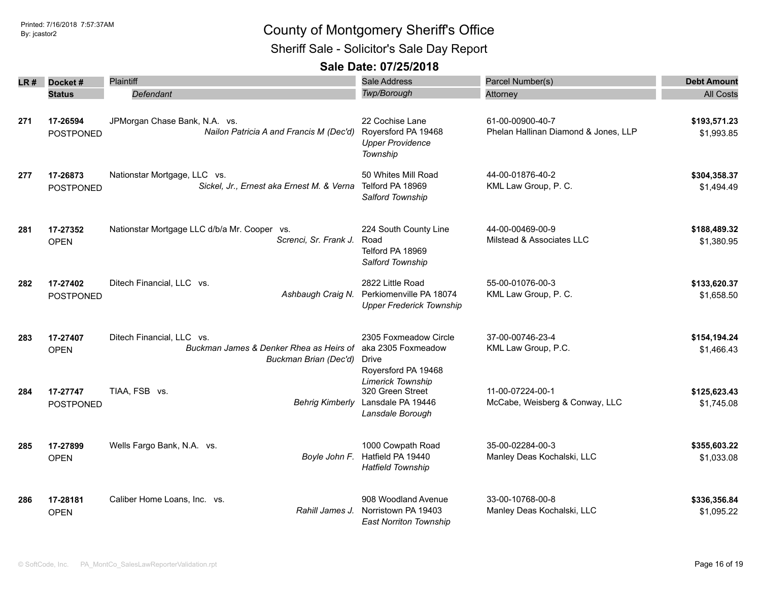# County of Montgomery Sheriff's Office

## Sheriff Sale - Solicitor's Sale Day Report

### Sale Date: 07/25/2018

| LR # | Docket # / Status | Plaintiff / *Defendant* | Sale Address / *Twp/Borough* | Parcel Number(s) / Attorney | Debt Amount / All Costs |
|---|---|---|---|---|---|
| 271 | **17-26594** POSTPONED | JPMorgan Chase Bank, N.A. vs. *Nailon Patricia A and Francis M (Dec'd)* | 22 Cochise Lane Royersford PA 19468 *Upper Providence Township* | 61-00-00900-40-7 Phelan Hallinan Diamond & Jones, LLP | **$193,571.23** $1,993.85 |
| 277 | **17-26873** POSTPONED | Nationstar Mortgage, LLC vs. *Sickel, Jr., Ernest aka Ernest M. & Verna* | 50 Whites Mill Road Telford PA 18969 *Salford Township* | 44-00-01876-40-2 KML Law Group, P. C. | **$304,358.37** $1,494.49 |
| 281 | **17-27352** OPEN | Nationstar Mortgage LLC d/b/a Mr. Cooper vs. *Screnci, Sr. Frank J.* | 224 South County Line Road Telford PA 18969 *Salford Township* | 44-00-00469-00-9 Milstead & Associates LLC | **$188,489.32** $1,380.95 |
| 282 | **17-27402** POSTPONED | Ditech Financial, LLC vs. *Ashbaugh Craig N.* | 2822 Little Road Perkiomenville PA 18074 *Upper Frederick Township* | 55-00-01076-00-3 KML Law Group, P. C. | **$133,620.37** $1,658.50 |
| 283 | **17-27407** OPEN | Ditech Financial, LLC vs. *Buckman James & Denker Rhea as Heirs of Buckman Brian (Dec'd)* | 2305 Foxmeadow Circle aka 2305 Foxmeadow Drive Royersford PA 19468 *Limerick Township* | 37-00-00746-23-4 KML Law Group, P.C. | **$154,194.24** $1,466.43 |
| 284 | **17-27747** POSTPONED | TIAA, FSB vs. *Behrig Kimberly* | 320 Green Street Lansdale PA 19446 *Lansdale Borough* | 11-00-07224-00-1 McCabe, Weisberg & Conway, LLC | **$125,623.43** $1,745.08 |
| 285 | **17-27899** OPEN | Wells Fargo Bank, N.A. vs. *Boyle John F.* | 1000 Cowpath Road Hatfield PA 19440 *Hatfield Township* | 35-00-02284-00-3 Manley Deas Kochalski, LLC | **$355,603.22** $1,033.08 |
| 286 | **17-28181** OPEN | Caliber Home Loans, Inc. vs. *Rahill James J.* | 908 Woodland Avenue Norristown PA 19403 *East Norriton Township* | 33-00-10768-00-8 Manley Deas Kochalski, LLC | **$336,356.84** $1,095.22 |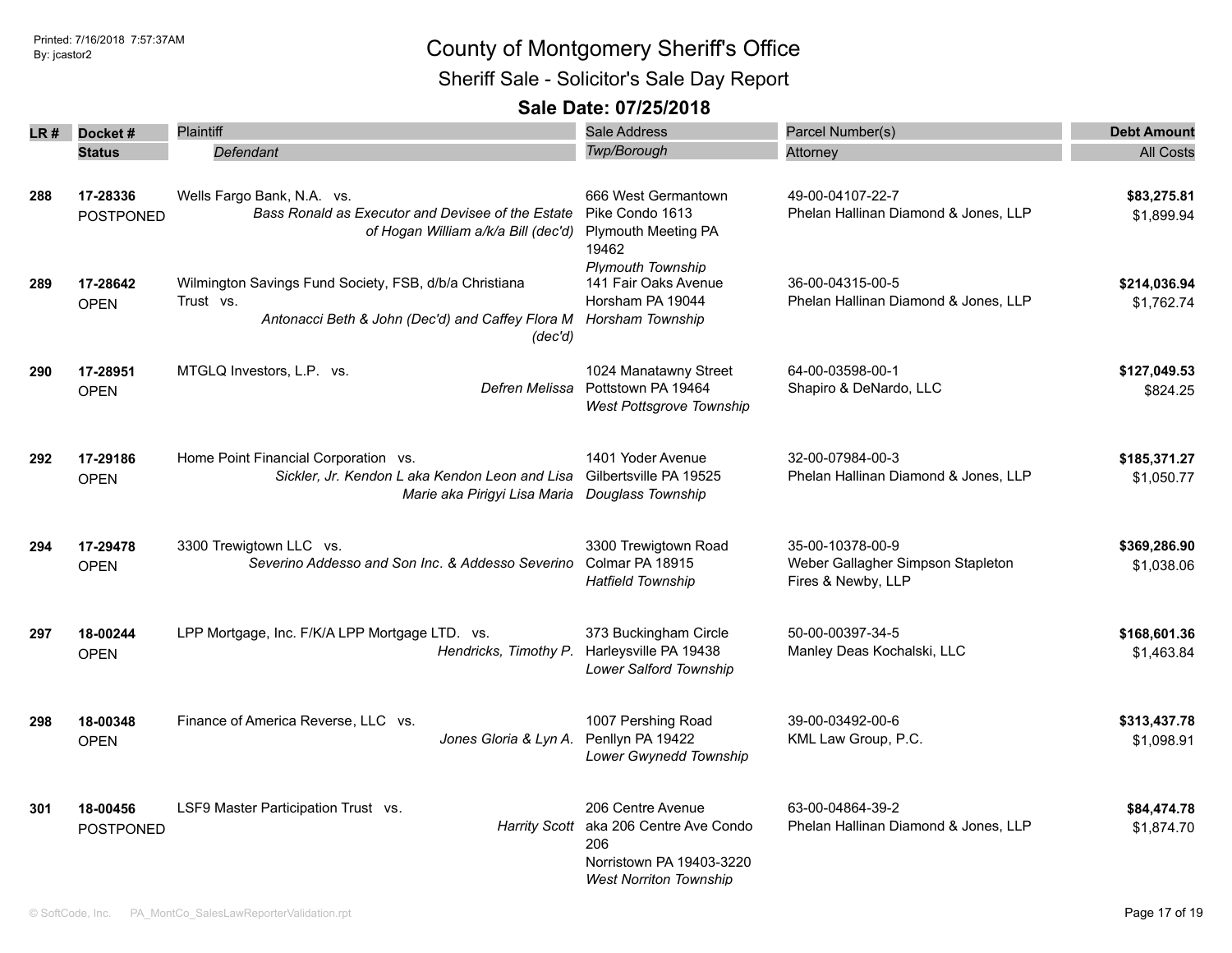# County of Montgomery Sheriff's Office

## Sheriff Sale - Solicitor's Sale Day Report

### Sale Date: 07/25/2018

| LR # | Docket # / Status | Plaintiff / *Defendant* | Sale Address / *Twp/Borough* | Parcel Number(s) / Attorney | Debt Amount / All Costs |
|---|---|---|---|---|---|
| 288 | 17-28336<br>POSTPONED | Wells Fargo Bank, N.A. vs.<br>*Bass Ronald as Executor and Devisee of the Estate of Hogan William a/k/a Bill (dec'd)* | 666 West Germantown Pike Condo 1613<br>Plymouth Meeting PA 19462<br>*Plymouth Township* | 49-00-04107-22-7<br>Phelan Hallinan Diamond & Jones, LLP | **$83,275.81**<br>$1,899.94 |
| 289 | 17-28642<br>OPEN | Wilmington Savings Fund Society, FSB, d/b/a Christiana Trust vs.<br>*Antonacci Beth & John (Dec'd) and Caffey Flora M (dec'd)* | 141 Fair Oaks Avenue<br>Horsham PA 19044<br>*Horsham Township* | 36-00-04315-00-5<br>Phelan Hallinan Diamond & Jones, LLP | **$214,036.94**<br>$1,762.74 |
| 290 | 17-28951<br>OPEN | MTGLQ Investors, L.P. vs.<br>*Defren Melissa* | 1024 Manatawny Street<br>Pottstown PA 19464<br>*West Pottsgrove Township* | 64-00-03598-00-1<br>Shapiro & DeNardo, LLC | **$127,049.53**<br>$824.25 |
| 292 | 17-29186<br>OPEN | Home Point Financial Corporation vs.<br>*Sickler, Jr. Kendon L aka Kendon Leon and Lisa Marie aka Pirigyi Lisa Maria* | 1401 Yoder Avenue<br>Gilbertsville PA 19525<br>*Douglass Township* | 32-00-07984-00-3<br>Phelan Hallinan Diamond & Jones, LLP | **$185,371.27**<br>$1,050.77 |
| 294 | 17-29478<br>OPEN | 3300 Trewigtown LLC vs.<br>*Severino Addesso and Son Inc. & Addesso Severino* | 3300 Trewigtown Road<br>Colmar PA 18915<br>*Hatfield Township* | 35-00-10378-00-9<br>Weber Gallagher Simpson Stapleton Fires & Newby, LLP | **$369,286.90**<br>$1,038.06 |
| 297 | 18-00244<br>OPEN | LPP Mortgage, Inc. F/K/A LPP Mortgage LTD. vs.<br>*Hendricks, Timothy P.* | 373 Buckingham Circle<br>Harleysville PA 19438<br>*Lower Salford Township* | 50-00-00397-34-5<br>Manley Deas Kochalski, LLC | **$168,601.36**<br>$1,463.84 |
| 298 | 18-00348<br>OPEN | Finance of America Reverse, LLC vs.<br>*Jones Gloria & Lyn A.* | 1007 Pershing Road<br>Penllyn PA 19422<br>*Lower Gwynedd Township* | 39-00-03492-00-6<br>KML Law Group, P.C. | **$313,437.78**<br>$1,098.91 |
| 301 | 18-00456<br>POSTPONED | LSF9 Master Participation Trust vs.<br>*Harrity Scott* | 206 Centre Avenue aka 206 Centre Ave Condo 206<br>Norristown PA 19403-3220<br>*West Norriton Township* | 63-00-04864-39-2<br>Phelan Hallinan Diamond & Jones, LLP | **$84,474.78**<br>$1,874.70 |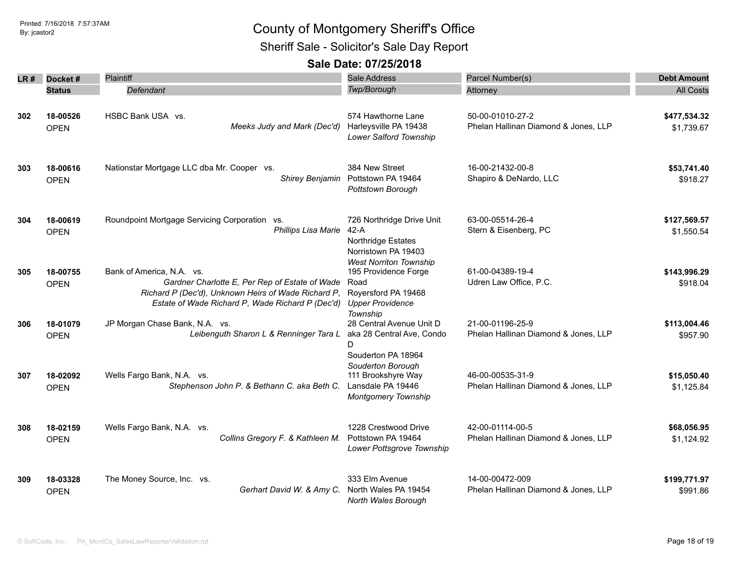Printed: 7/16/2018 7:57:37AM
By: jcastor2

# County of Montgomery Sheriff's Office

## Sheriff Sale - Solicitor's Sale Day Report

### Sale Date: 07/25/2018

| LR # | Docket # / Status | Plaintiff / *Defendant* | Sale Address / *Twp/Borough* | Parcel Number(s) / Attorney | Debt Amount / All Costs |
|---|---|---|---|---|---|
| 302 | 18-00526<br>OPEN | HSBC Bank USA vs.<br>*Meeks Judy and Mark (Dec'd)* | 574 Hawthorne Lane<br>Harleysville PA 19438<br>*Lower Salford Township* | 50-00-01010-27-2<br>Phelan Hallinan Diamond & Jones, LLP | **$477,534.32**<br>$1,739.67 |
| 303 | 18-00616<br>OPEN | Nationstar Mortgage LLC dba Mr. Cooper vs.<br>*Shirey Benjamin* | 384 New Street<br>Pottstown PA 19464<br>*Pottstown Borough* | 16-00-21432-00-8<br>Shapiro & DeNardo, LLC | **$53,741.40**<br>$918.27 |
| 304 | 18-00619<br>OPEN | Roundpoint Mortgage Servicing Corporation vs.<br>*Phillips Lisa Marie* | 726 Northridge Drive Unit 42-A<br>Northridge Estates<br>Norristown PA 19403<br>*West Norriton Township* | 63-00-05514-26-4<br>Stern & Eisenberg, PC | **$127,569.57**<br>$1,550.54 |
| 305 | 18-00755<br>OPEN | Bank of America, N.A. vs.<br>*Gardner Charlotte E, Per Rep of Estate of Wade Richard P (Dec'd), Unknown Heirs of Wade Richard P, Estate of Wade Richard P, Wade Richard P (Dec'd)* | 195 Providence Forge Road<br>Royersford PA 19468<br>*Upper Providence Township* | 61-00-04389-19-4<br>Udren Law Office, P.C. | **$143,996.29**<br>$918.04 |
| 306 | 18-01079<br>OPEN | JP Morgan Chase Bank, N.A. vs.<br>*Leibenguth Sharon L & Renninger Tara L* | 28 Central Avenue Unit D aka 28 Central Ave, Condo D<br>Souderton PA 18964<br>*Souderton Borough* | 21-00-01196-25-9<br>Phelan Hallinan Diamond & Jones, LLP | **$113,004.46**<br>$957.90 |
| 307 | 18-02092<br>OPEN | Wells Fargo Bank, N.A. vs.<br>*Stephenson John P. & Bethann C. aka Beth C.* | 111 Brookshyre Way<br>Lansdale PA 19446<br>*Montgomery Township* | 46-00-00535-31-9<br>Phelan Hallinan Diamond & Jones, LLP | **$15,050.40**<br>$1,125.84 |
| 308 | 18-02159<br>OPEN | Wells Fargo Bank, N.A. vs.<br>*Collins Gregory F. & Kathleen M.* | 1228 Crestwood Drive<br>Pottstown PA 19464<br>*Lower Pottsgrove Township* | 42-00-01114-00-5<br>Phelan Hallinan Diamond & Jones, LLP | **$68,056.95**<br>$1,124.92 |
| 309 | 18-03328<br>OPEN | The Money Source, Inc. vs.<br>*Gerhart David W. & Amy C.* | 333 Elm Avenue<br>North Wales PA 19454<br>*North Wales Borough* | 14-00-00472-009<br>Phelan Hallinan Diamond & Jones, LLP | **$199,771.97**<br>$991.86 |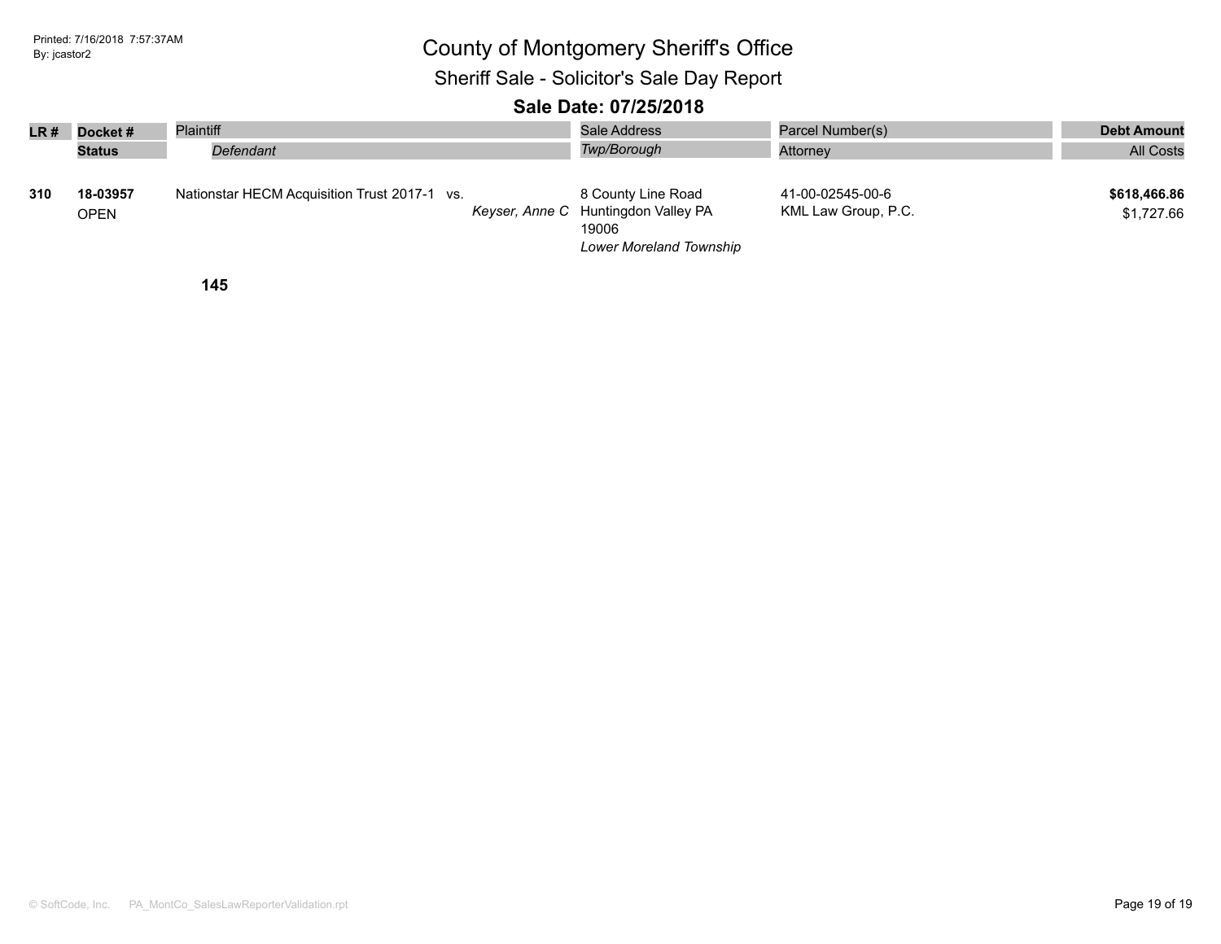Printed: 7/16/2018 7:57:37AM
By: jcastor2

# County of Montgomery Sheriff's Office

## Sheriff Sale - Solicitor's Sale Day Report

### Sale Date: 07/25/2018

| LR # | Docket # / Status | Plaintiff / *Defendant* | Sale Address / *Twp/Borough* | Parcel Number(s) / Attorney | Debt Amount / All Costs |
|---|---|---|---|---|---|
| **310** | **18-03957** OPEN | Nationstar HECM Acquisition Trust 2017-1 vs. *Keyser, Anne C* | 8 County Line Road Huntingdon Valley PA 19006 *Lower Moreland Township* | 41-00-02545-00-6 KML Law Group, P.C. | **$618,466.86** $1,727.66 |

**145**

© SoftCode, Inc. PA_MontCo_SalesLawReporterValidation.rpt